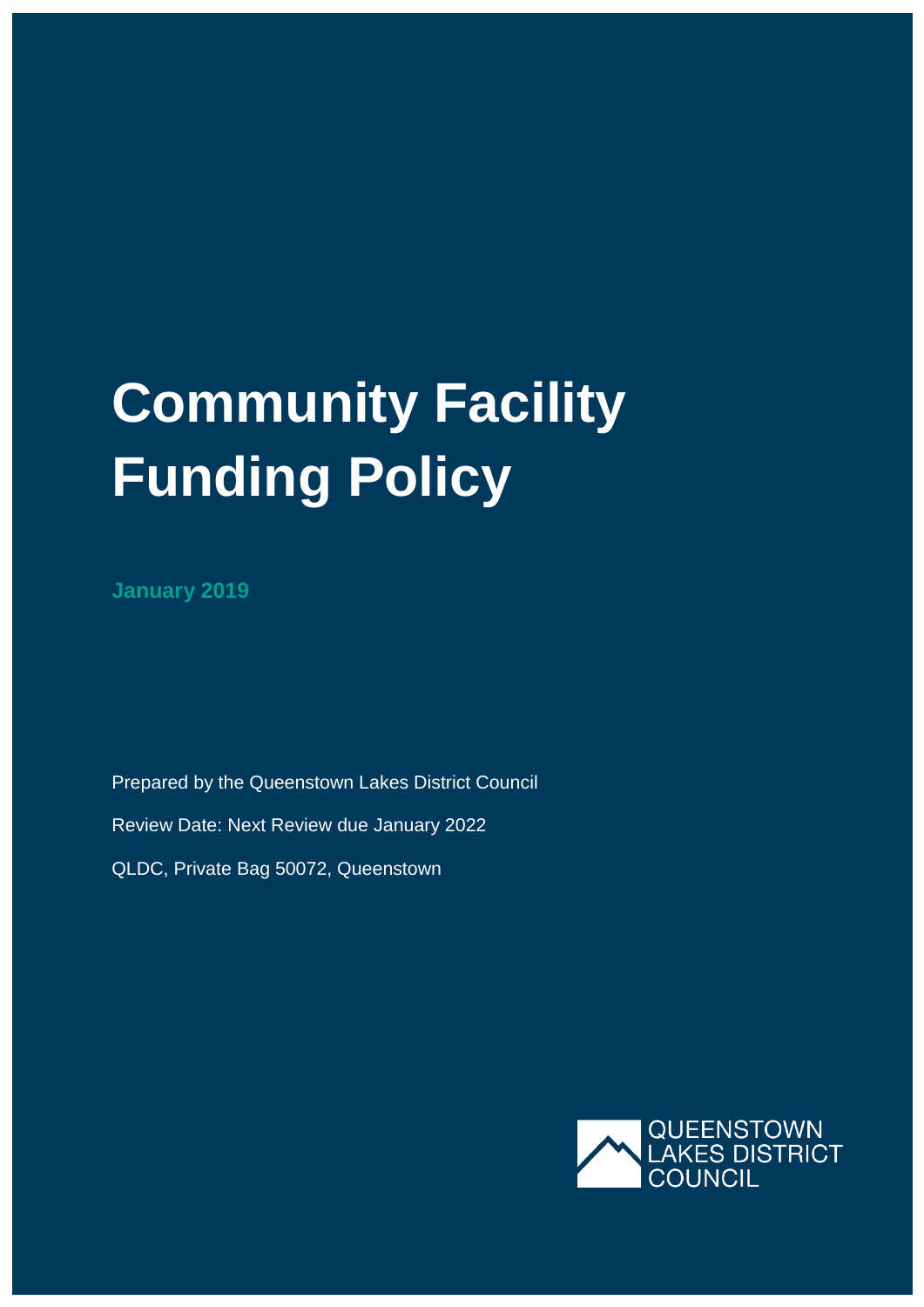# Community Facility Funding Policy

**January 2019**

Prepared by the Queenstown Lakes District Council

Review Date: Next Review due January 2022

QLDC, Private Bag 50072, Queenstown

QUEENSTOWN LAKES DISTRICT COUNCIL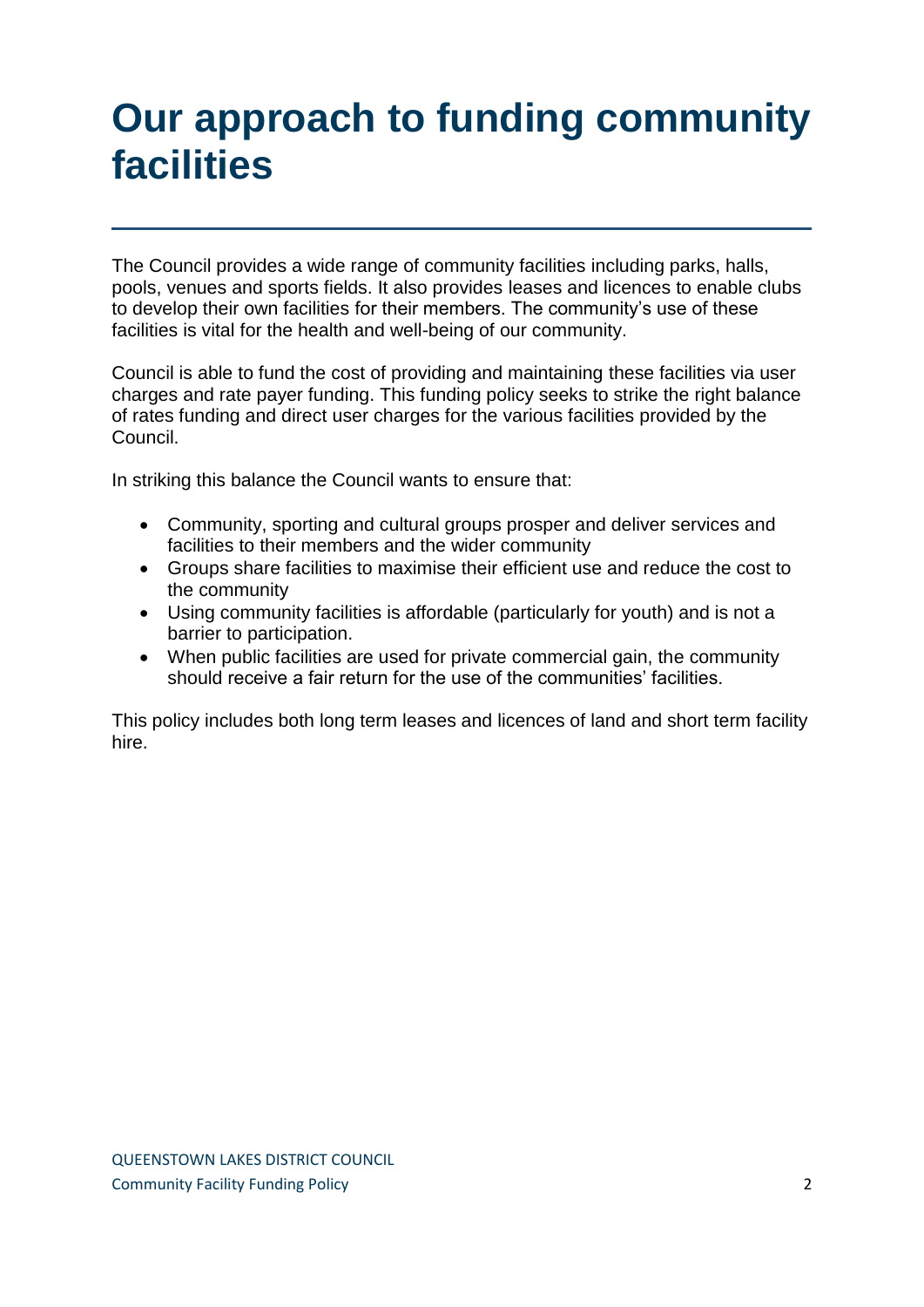# Our approach to funding community facilities

The Council provides a wide range of community facilities including parks, halls, pools, venues and sports fields. It also provides leases and licences to enable clubs to develop their own facilities for their members. The community's use of these facilities is vital for the health and well-being of our community.

Council is able to fund the cost of providing and maintaining these facilities via user charges and rate payer funding. This funding policy seeks to strike the right balance of rates funding and direct user charges for the various facilities provided by the Council.

In striking this balance the Council wants to ensure that:

- Community, sporting and cultural groups prosper and deliver services and facilities to their members and the wider community
- Groups share facilities to maximise their efficient use and reduce the cost to the community
- Using community facilities is affordable (particularly for youth) and is not a barrier to participation.
- When public facilities are used for private commercial gain, the community should receive a fair return for the use of the communities' facilities.

This policy includes both long term leases and licences of land and short term facility hire.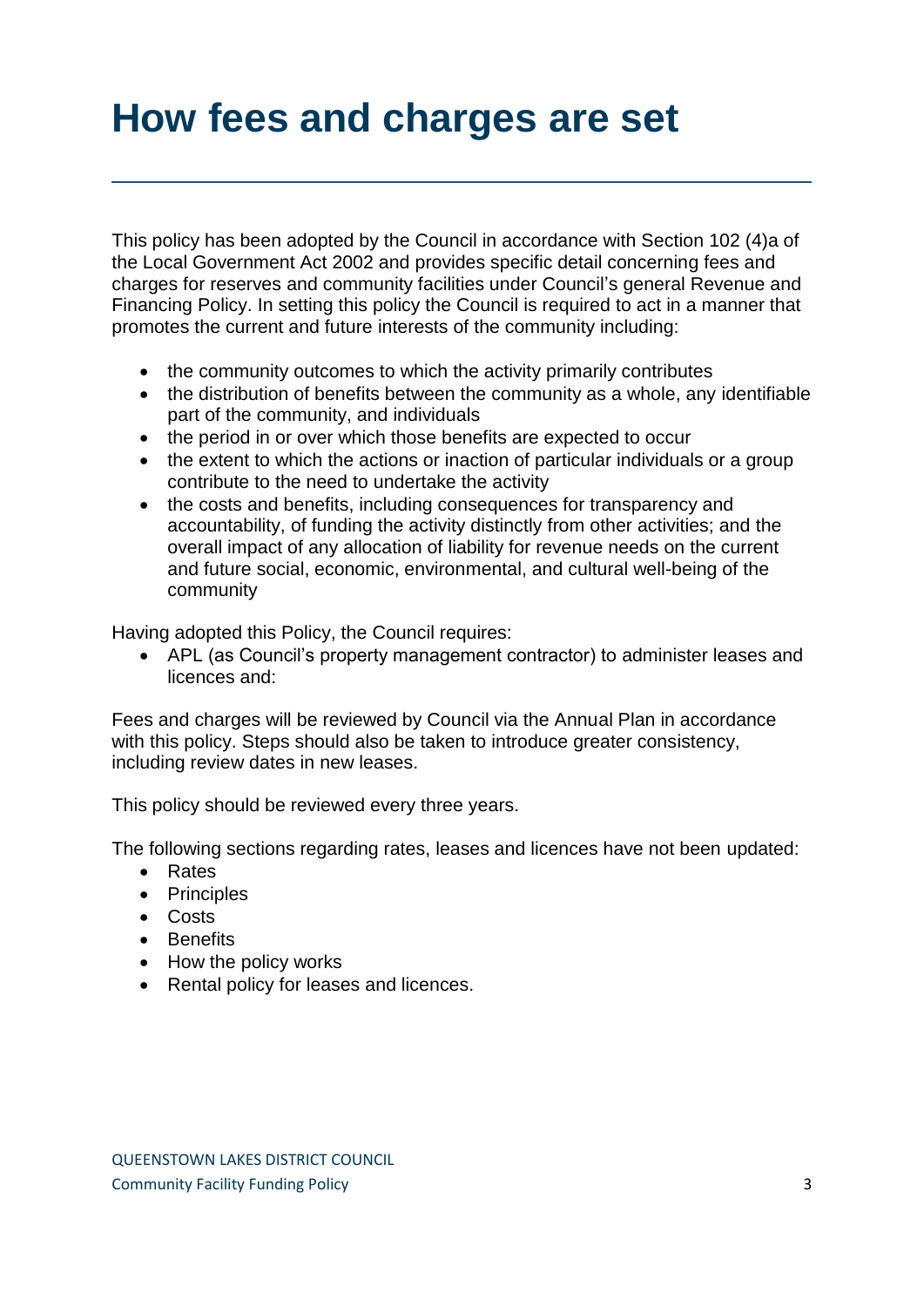# How fees and charges are set

This policy has been adopted by the Council in accordance with Section 102 (4)a of the Local Government Act 2002 and provides specific detail concerning fees and charges for reserves and community facilities under Council's general Revenue and Financing Policy. In setting this policy the Council is required to act in a manner that promotes the current and future interests of the community including:

- the community outcomes to which the activity primarily contributes
- the distribution of benefits between the community as a whole, any identifiable part of the community, and individuals
- the period in or over which those benefits are expected to occur
- the extent to which the actions or inaction of particular individuals or a group contribute to the need to undertake the activity
- the costs and benefits, including consequences for transparency and accountability, of funding the activity distinctly from other activities; and the overall impact of any allocation of liability for revenue needs on the current and future social, economic, environmental, and cultural well-being of the community

Having adopted this Policy, the Council requires:

- APL (as Council's property management contractor) to administer leases and licences and:

Fees and charges will be reviewed by Council via the Annual Plan in accordance with this policy. Steps should also be taken to introduce greater consistency, including review dates in new leases.

This policy should be reviewed every three years.

The following sections regarding rates, leases and licences have not been updated:

- Rates
- Principles
- Costs
- Benefits
- How the policy works
- Rental policy for leases and licences.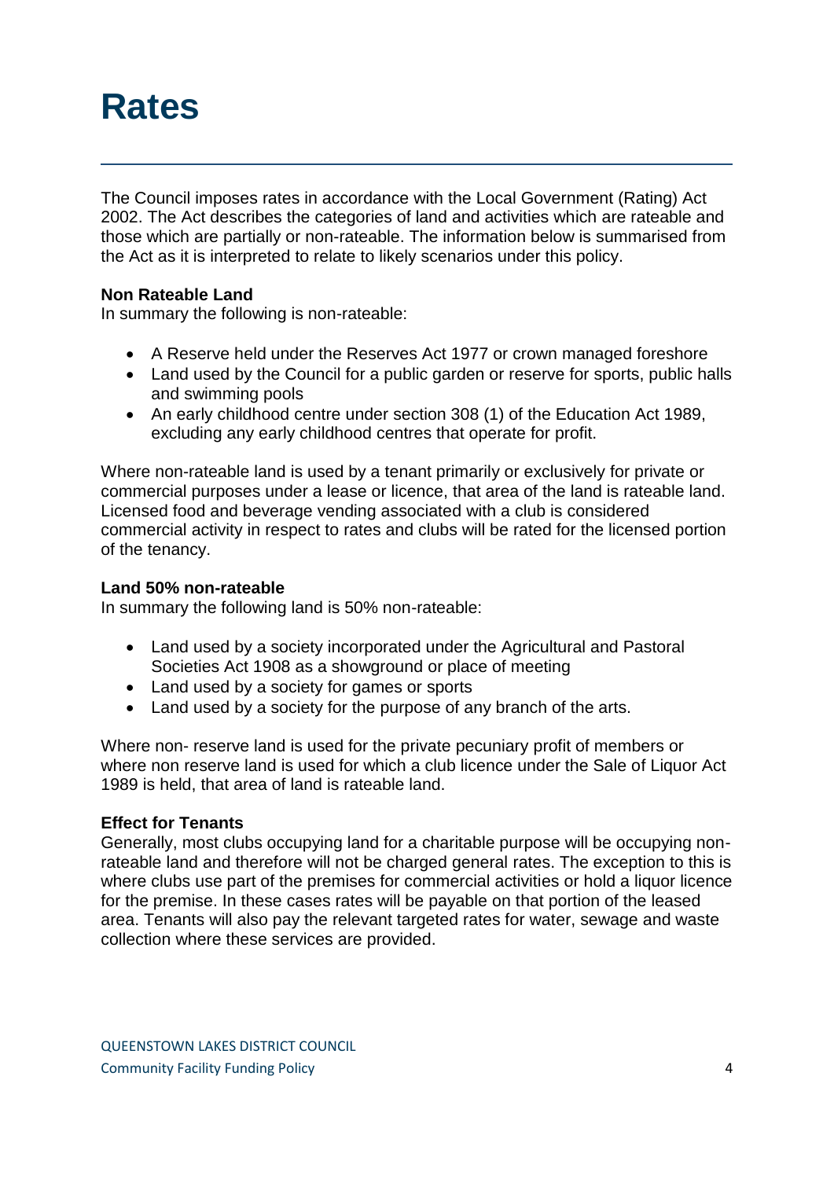# Rates

The Council imposes rates in accordance with the Local Government (Rating) Act 2002. The Act describes the categories of land and activities which are rateable and those which are partially or non-rateable. The information below is summarised from the Act as it is interpreted to relate to likely scenarios under this policy.

**Non Rateable Land**
In summary the following is non-rateable:

- A Reserve held under the Reserves Act 1977 or crown managed foreshore
- Land used by the Council for a public garden or reserve for sports, public halls and swimming pools
- An early childhood centre under section 308 (1) of the Education Act 1989, excluding any early childhood centres that operate for profit.

Where non-rateable land is used by a tenant primarily or exclusively for private or commercial purposes under a lease or licence, that area of the land is rateable land. Licensed food and beverage vending associated with a club is considered commercial activity in respect to rates and clubs will be rated for the licensed portion of the tenancy.

**Land 50% non-rateable**
In summary the following land is 50% non-rateable:

- Land used by a society incorporated under the Agricultural and Pastoral Societies Act 1908 as a showground or place of meeting
- Land used by a society for games or sports
- Land used by a society for the purpose of any branch of the arts.

Where non- reserve land is used for the private pecuniary profit of members or where non reserve land is used for which a club licence under the Sale of Liquor Act 1989 is held, that area of land is rateable land.

**Effect for Tenants**
Generally, most clubs occupying land for a charitable purpose will be occupying non-rateable land and therefore will not be charged general rates. The exception to this is where clubs use part of the premises for commercial activities or hold a liquor licence for the premise. In these cases rates will be payable on that portion of the leased area. Tenants will also pay the relevant targeted rates for water, sewage and waste collection where these services are provided.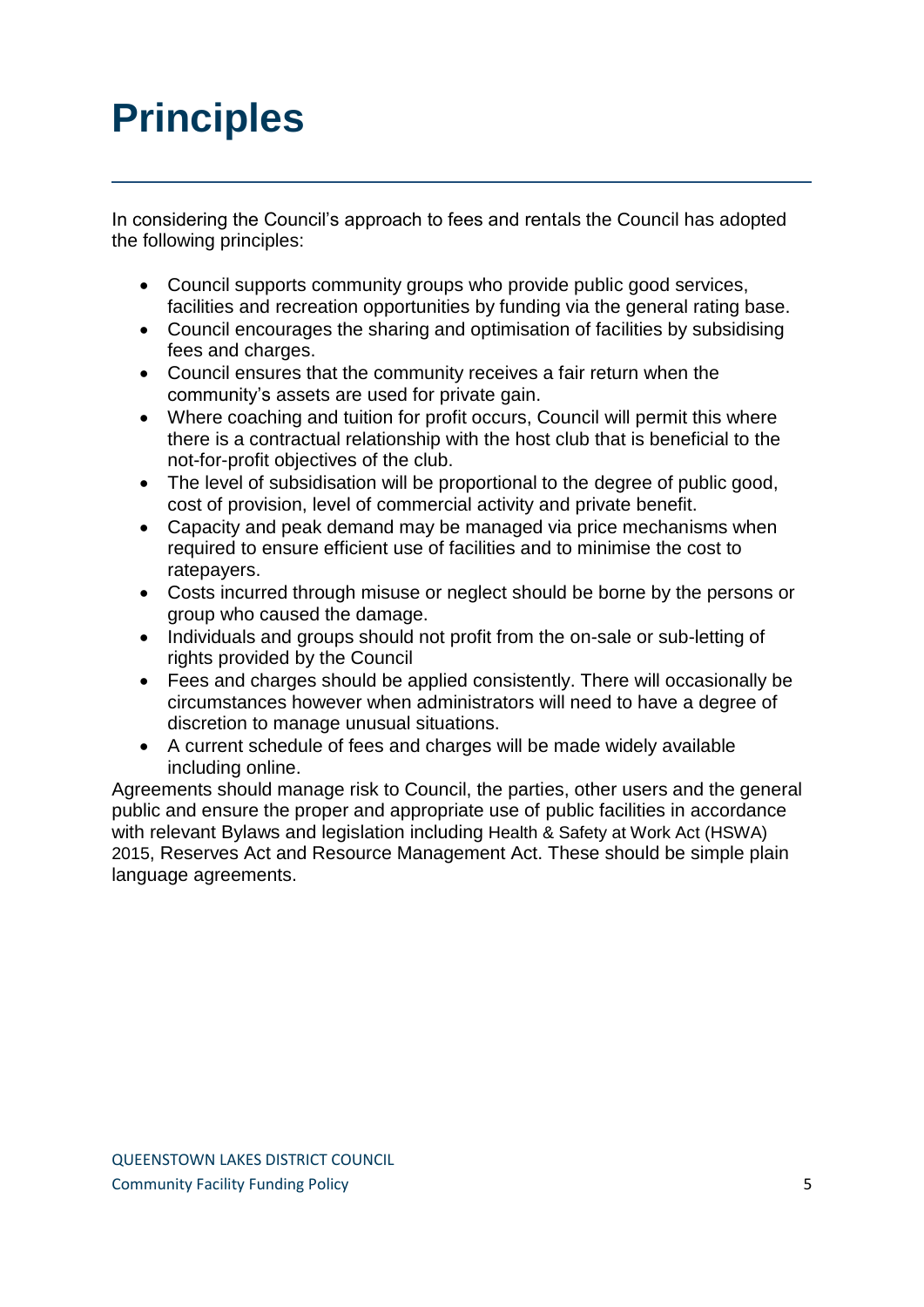# Principles

In considering the Council's approach to fees and rentals the Council has adopted the following principles:

- Council supports community groups who provide public good services, facilities and recreation opportunities by funding via the general rating base.
- Council encourages the sharing and optimisation of facilities by subsidising fees and charges.
- Council ensures that the community receives a fair return when the community's assets are used for private gain.
- Where coaching and tuition for profit occurs, Council will permit this where there is a contractual relationship with the host club that is beneficial to the not-for-profit objectives of the club.
- The level of subsidisation will be proportional to the degree of public good, cost of provision, level of commercial activity and private benefit.
- Capacity and peak demand may be managed via price mechanisms when required to ensure efficient use of facilities and to minimise the cost to ratepayers.
- Costs incurred through misuse or neglect should be borne by the persons or group who caused the damage.
- Individuals and groups should not profit from the on-sale or sub-letting of rights provided by the Council
- Fees and charges should be applied consistently. There will occasionally be circumstances however when administrators will need to have a degree of discretion to manage unusual situations.
- A current schedule of fees and charges will be made widely available including online.

Agreements should manage risk to Council, the parties, other users and the general public and ensure the proper and appropriate use of public facilities in accordance with relevant Bylaws and legislation including Health & Safety at Work Act (HSWA) 2015, Reserves Act and Resource Management Act. These should be simple plain language agreements.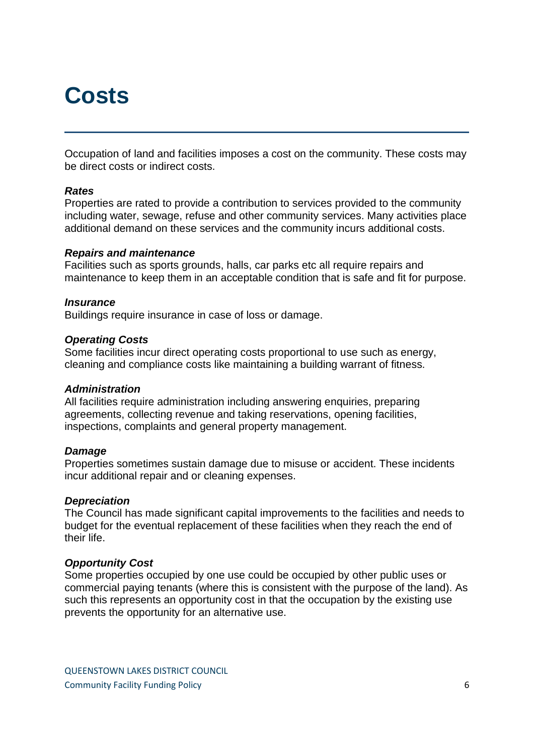# Costs

Occupation of land and facilities imposes a cost on the community. These costs may be direct costs or indirect costs.

***Rates***

Properties are rated to provide a contribution to services provided to the community including water, sewage, refuse and other community services. Many activities place additional demand on these services and the community incurs additional costs.

***Repairs and maintenance***

Facilities such as sports grounds, halls, car parks etc all require repairs and maintenance to keep them in an acceptable condition that is safe and fit for purpose.

***Insurance***

Buildings require insurance in case of loss or damage.

***Operating Costs***

Some facilities incur direct operating costs proportional to use such as energy, cleaning and compliance costs like maintaining a building warrant of fitness.

***Administration***

All facilities require administration including answering enquiries, preparing agreements, collecting revenue and taking reservations, opening facilities, inspections, complaints and general property management.

***Damage***

Properties sometimes sustain damage due to misuse or accident. These incidents incur additional repair and or cleaning expenses.

***Depreciation***

The Council has made significant capital improvements to the facilities and needs to budget for the eventual replacement of these facilities when they reach the end of their life.

***Opportunity Cost***

Some properties occupied by one use could be occupied by other public uses or commercial paying tenants (where this is consistent with the purpose of the land). As such this represents an opportunity cost in that the occupation by the existing use prevents the opportunity for an alternative use.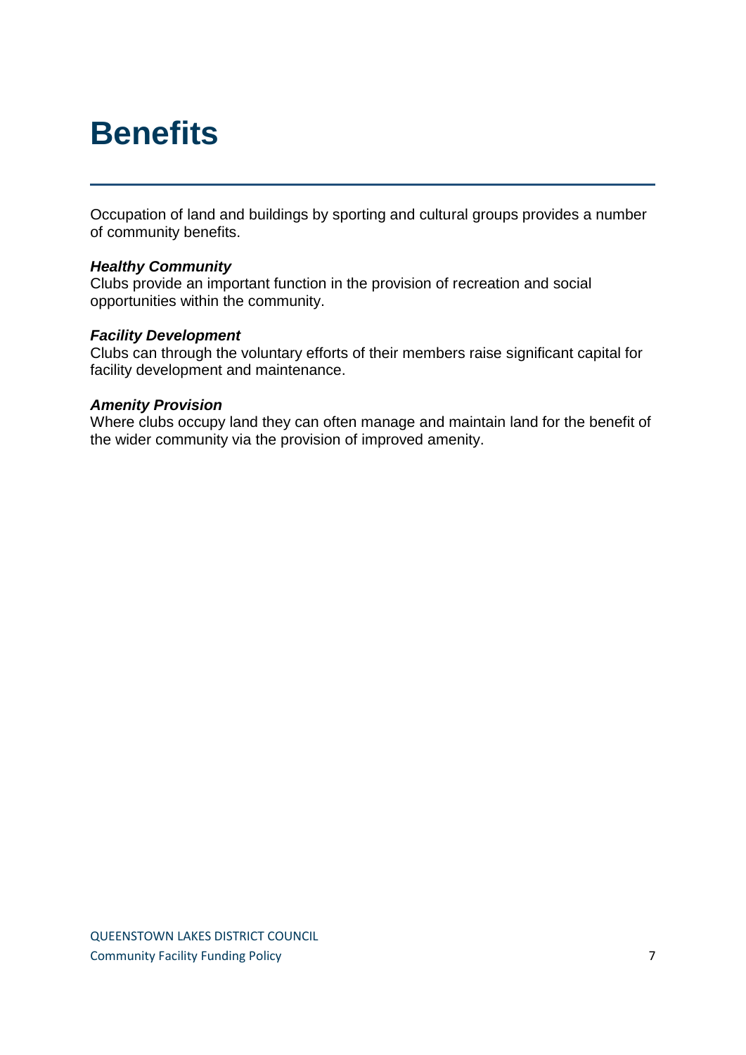# Benefits

Occupation of land and buildings by sporting and cultural groups provides a number of community benefits.

***Healthy Community***
Clubs provide an important function in the provision of recreation and social opportunities within the community.

***Facility Development***
Clubs can through the voluntary efforts of their members raise significant capital for facility development and maintenance.

***Amenity Provision***
Where clubs occupy land they can often manage and maintain land for the benefit of the wider community via the provision of improved amenity.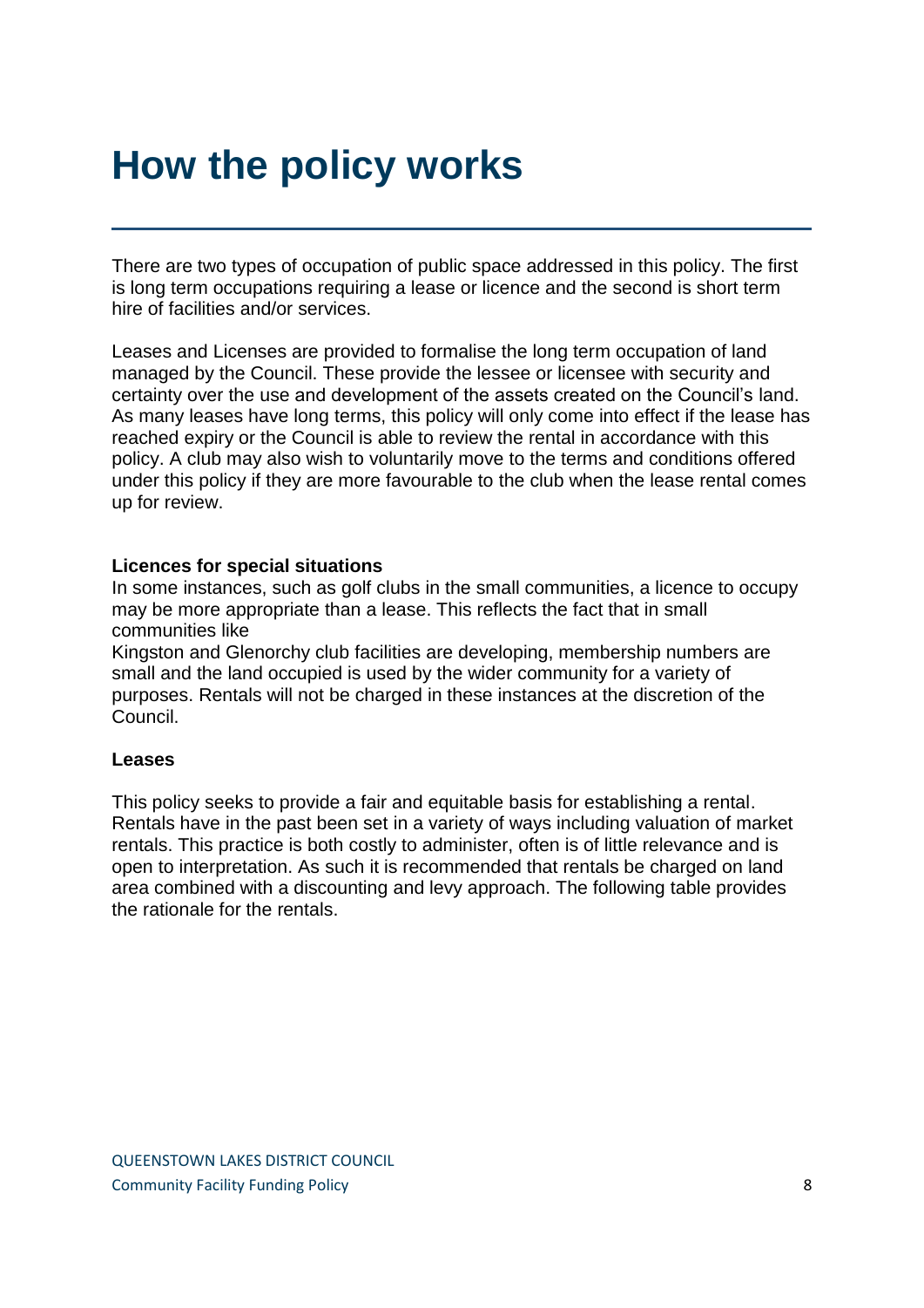# How the policy works

There are two types of occupation of public space addressed in this policy. The first is long term occupations requiring a lease or licence and the second is short term hire of facilities and/or services.

Leases and Licenses are provided to formalise the long term occupation of land managed by the Council. These provide the lessee or licensee with security and certainty over the use and development of the assets created on the Council's land. As many leases have long terms, this policy will only come into effect if the lease has reached expiry or the Council is able to review the rental in accordance with this policy. A club may also wish to voluntarily move to the terms and conditions offered under this policy if they are more favourable to the club when the lease rental comes up for review.

**Licences for special situations**

In some instances, such as golf clubs in the small communities, a licence to occupy may be more appropriate than a lease. This reflects the fact that in small communities like Kingston and Glenorchy club facilities are developing, membership numbers are small and the land occupied is used by the wider community for a variety of purposes. Rentals will not be charged in these instances at the discretion of the Council.

**Leases**

This policy seeks to provide a fair and equitable basis for establishing a rental. Rentals have in the past been set in a variety of ways including valuation of market rentals. This practice is both costly to administer, often is of little relevance and is open to interpretation. As such it is recommended that rentals be charged on land area combined with a discounting and levy approach. The following table provides the rationale for the rentals.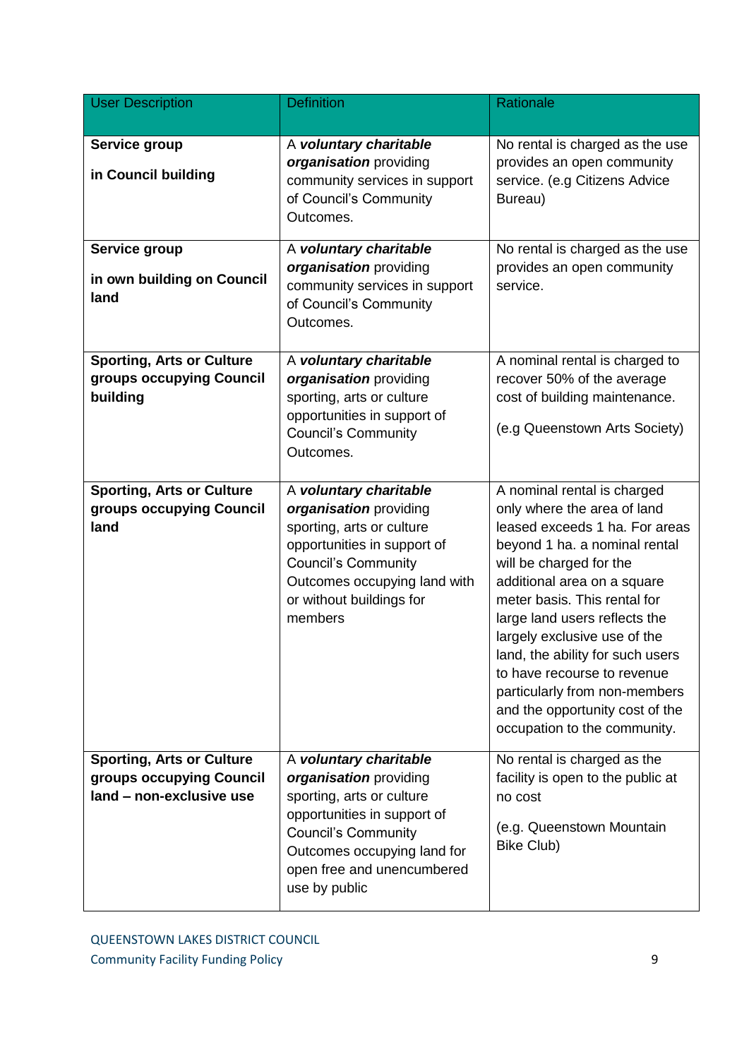| User Description | Definition | Rationale |
|---|---|---|
| **Service group**<br><br>**in Council building** | A ***voluntary charitable organisation*** providing community services in support of Council's Community Outcomes. | No rental is charged as the use provides an open community service. (e.g Citizens Advice Bureau) |
| **Service group**<br><br>**in own building on Council land** | A ***voluntary charitable organisation*** providing community services in support of Council's Community Outcomes. | No rental is charged as the use provides an open community service. |
| **Sporting, Arts or Culture groups occupying Council building** | A ***voluntary charitable organisation*** providing sporting, arts or culture opportunities in support of Council's Community Outcomes. | A nominal rental is charged to recover 50% of the average cost of building maintenance.<br><br>(e.g Queenstown Arts Society) |
| **Sporting, Arts or Culture groups occupying Council land** | A ***voluntary charitable organisation*** providing sporting, arts or culture opportunities in support of Council's Community Outcomes occupying land with or without buildings for members | A nominal rental is charged only where the area of land leased exceeds 1 ha. For areas beyond 1 ha. a nominal rental will be charged for the additional area on a square meter basis. This rental for large land users reflects the largely exclusive use of the land, the ability for such users to have recourse to revenue particularly from non-members and the opportunity cost of the occupation to the community. |
| **Sporting, Arts or Culture groups occupying Council land – non-exclusive use** | A ***voluntary charitable organisation*** providing sporting, arts or culture opportunities in support of Council's Community Outcomes occupying land for open free and unencumbered use by public | No rental is charged as the facility is open to the public at no cost<br><br>(e.g. Queenstown Mountain Bike Club) |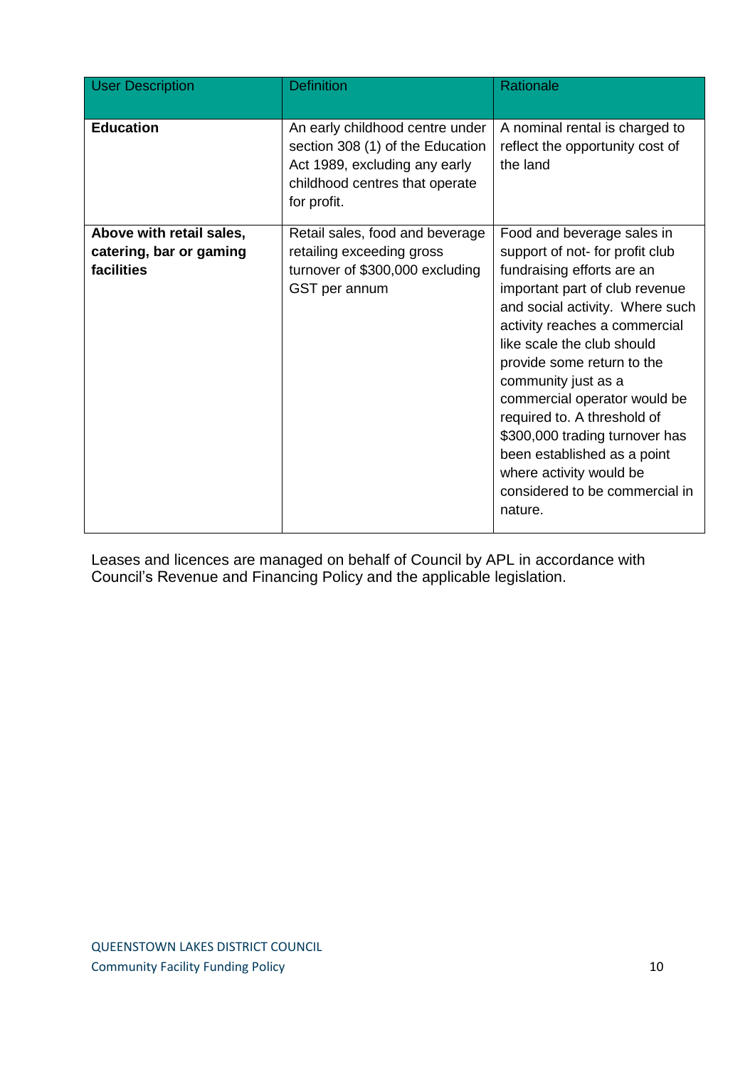| User Description | Definition | Rationale |
|---|---|---|
| **Education** | An early childhood centre under section 308 (1) of the Education Act 1989, excluding any early childhood centres that operate for profit. | A nominal rental is charged to reflect the opportunity cost of the land |
| **Above with retail sales, catering, bar or gaming facilities** | Retail sales, food and beverage retailing exceeding gross turnover of $300,000 excluding GST per annum | Food and beverage sales in support of not- for profit club fundraising efforts are an important part of club revenue and social activity. Where such activity reaches a commercial like scale the club should provide some return to the community just as a commercial operator would be required to. A threshold of $300,000 trading turnover has been established as a point where activity would be considered to be commercial in nature. |

Leases and licences are managed on behalf of Council by APL in accordance with Council's Revenue and Financing Policy and the applicable legislation.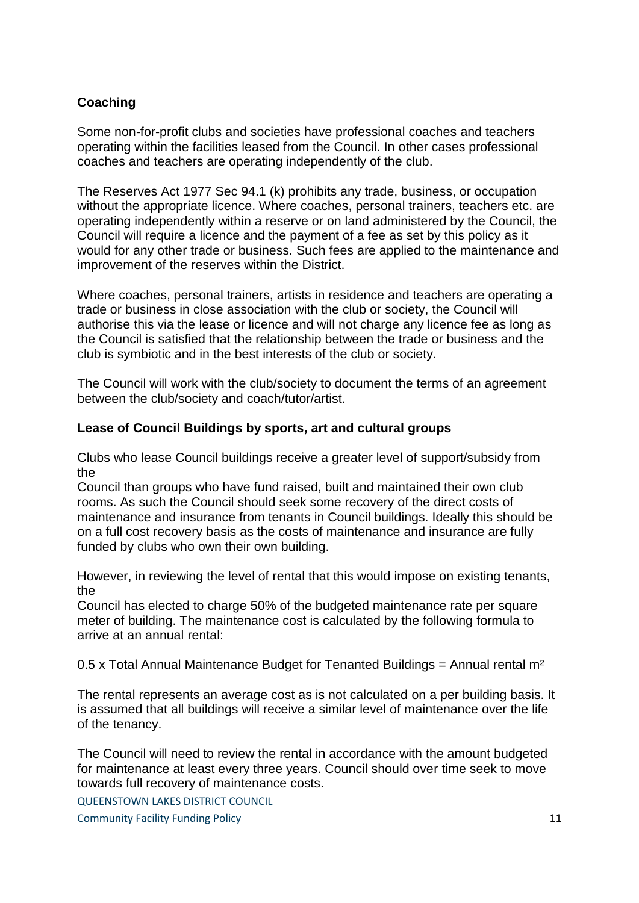**Coaching**

Some non-for-profit clubs and societies have professional coaches and teachers operating within the facilities leased from the Council. In other cases professional coaches and teachers are operating independently of the club.

The Reserves Act 1977 Sec 94.1 (k) prohibits any trade, business, or occupation without the appropriate licence. Where coaches, personal trainers, teachers etc. are operating independently within a reserve or on land administered by the Council, the Council will require a licence and the payment of a fee as set by this policy as it would for any other trade or business. Such fees are applied to the maintenance and improvement of the reserves within the District.

Where coaches, personal trainers, artists in residence and teachers are operating a trade or business in close association with the club or society, the Council will authorise this via the lease or licence and will not charge any licence fee as long as the Council is satisfied that the relationship between the trade or business and the club is symbiotic and in the best interests of the club or society.

The Council will work with the club/society to document the terms of an agreement between the club/society and coach/tutor/artist.

**Lease of Council Buildings by sports, art and cultural groups**

Clubs who lease Council buildings receive a greater level of support/subsidy from the Council than groups who have fund raised, built and maintained their own club rooms. As such the Council should seek some recovery of the direct costs of maintenance and insurance from tenants in Council buildings. Ideally this should be on a full cost recovery basis as the costs of maintenance and insurance are fully funded by clubs who own their own building.

However, in reviewing the level of rental that this would impose on existing tenants, the Council has elected to charge 50% of the budgeted maintenance rate per square meter of building. The maintenance cost is calculated by the following formula to arrive at an annual rental:

0.5 x Total Annual Maintenance Budget for Tenanted Buildings = Annual rental $m^2$

The rental represents an average cost as is not calculated on a per building basis. It is assumed that all buildings will receive a similar level of maintenance over the life of the tenancy.

The Council will need to review the rental in accordance with the amount budgeted for maintenance at least every three years. Council should over time seek to move towards full recovery of maintenance costs.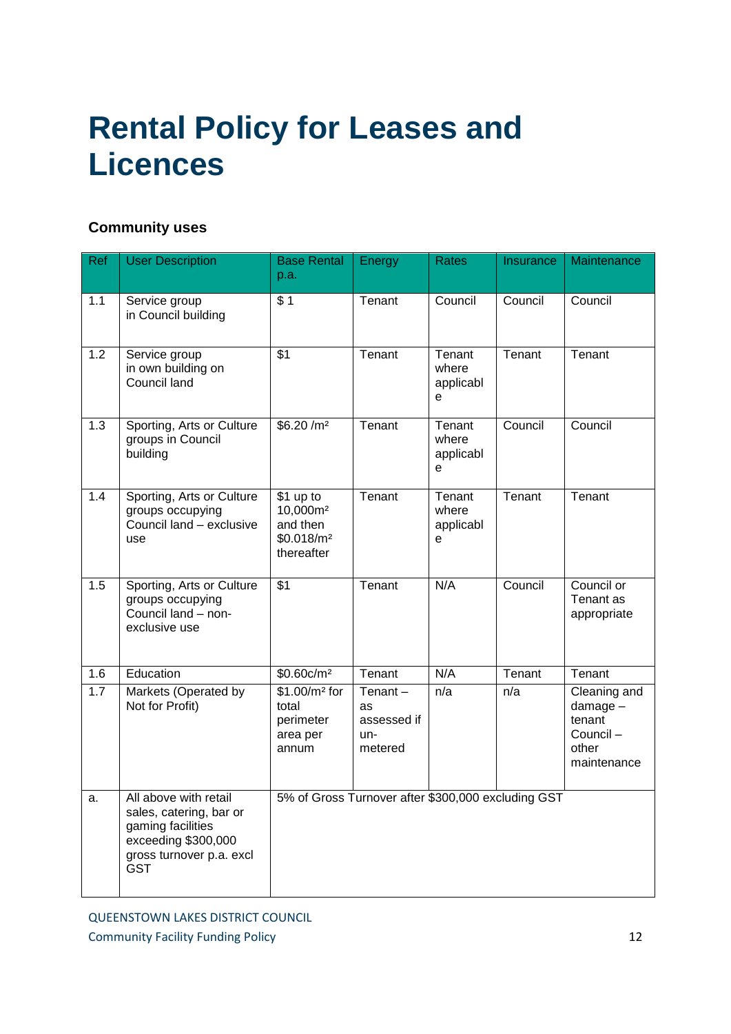# Rental Policy for Leases and Licences

### Community uses

| Ref | User Description | Base Rental p.a. | Energy | Rates | Insurance | Maintenance |
|---|---|---|---|---|---|---|
| 1.1 | Service group in Council building | $ 1 | Tenant | Council | Council | Council |
| 1.2 | Service group in own building on Council land | $1 | Tenant | Tenant where applicable | Tenant | Tenant |
| 1.3 | Sporting, Arts or Culture groups in Council building | $6.20 /m² | Tenant | Tenant where applicable | Council | Council |
| 1.4 | Sporting, Arts or Culture groups occupying Council land – exclusive use | $1 up to 10,000m² and then $0.018/m² thereafter | Tenant | Tenant where applicable | Tenant | Tenant |
| 1.5 | Sporting, Arts or Culture groups occupying Council land – non-exclusive use | $1 | Tenant | N/A | Council | Council or Tenant as appropriate |
| 1.6 | Education | $0.60c/m² | Tenant | N/A | Tenant | Tenant |
| 1.7 | Markets (Operated by Not for Profit) | $1.00/m² for total perimeter area per annum | Tenant – as assessed if un-metered | n/a | n/a | Cleaning and damage – tenant Council – other maintenance |
| a. | All above with retail sales, catering, bar or gaming facilities exceeding $300,000 gross turnover p.a. excl GST | 5% of Gross Turnover after $300,000 excluding GST | | | | |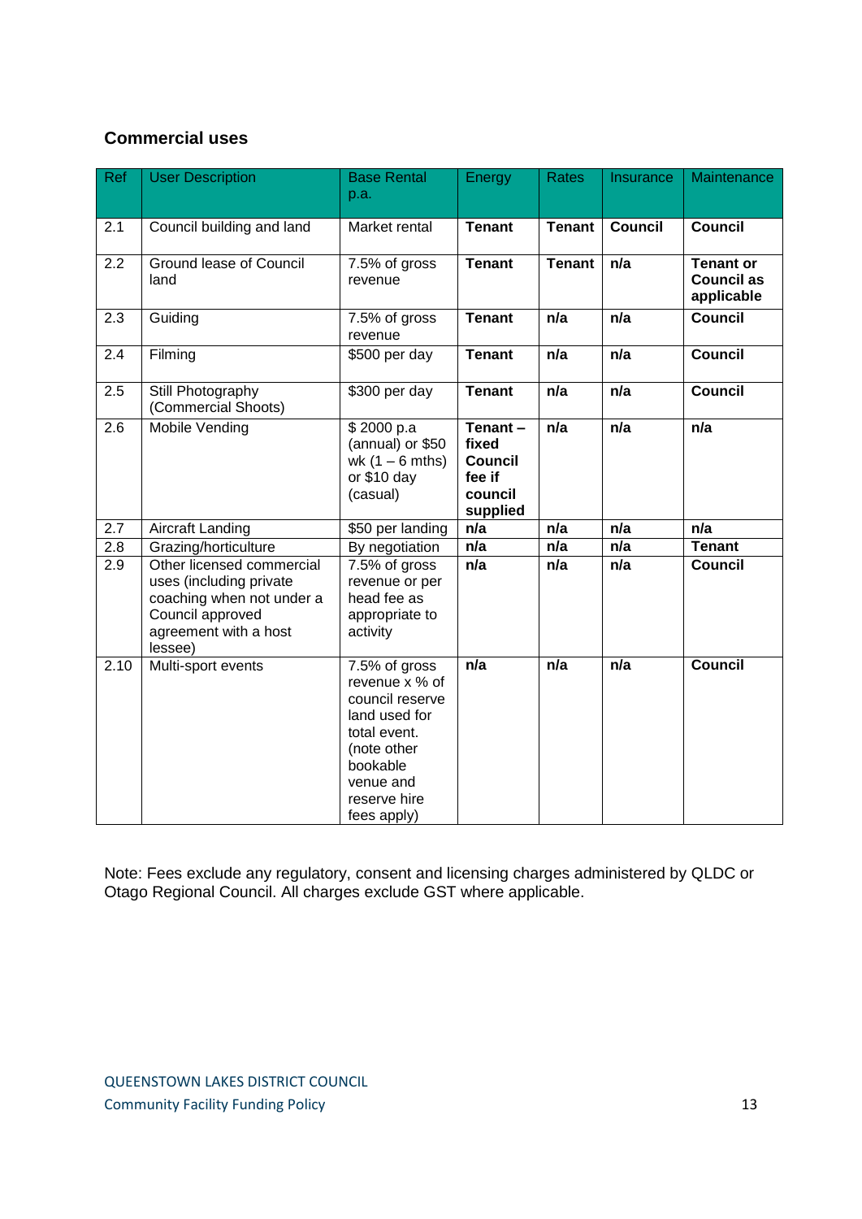### Commercial uses

| Ref | User Description | Base Rental p.a. | Energy | Rates | Insurance | Maintenance |
|---|---|---|---|---|---|---|
| 2.1 | Council building and land | Market rental | **Tenant** | **Tenant** | **Council** | **Council** |
| 2.2 | Ground lease of Council land | 7.5% of gross revenue | **Tenant** | **Tenant** | **n/a** | **Tenant or Council as applicable** |
| 2.3 | Guiding | 7.5% of gross revenue | **Tenant** | **n/a** | **n/a** | **Council** |
| 2.4 | Filming | $500 per day | **Tenant** | **n/a** | **n/a** | **Council** |
| 2.5 | Still Photography (Commercial Shoots) | $300 per day | **Tenant** | **n/a** | **n/a** | **Council** |
| 2.6 | Mobile Vending | $ 2000 p.a (annual) or $50 wk (1 – 6 mths) or $10 day (casual) | **Tenant – fixed Council fee if council supplied** | **n/a** | **n/a** | **n/a** |
| 2.7 | Aircraft Landing | $50 per landing | **n/a** | **n/a** | **n/a** | **n/a** |
| 2.8 | Grazing/horticulture | By negotiation | **n/a** | **n/a** | **n/a** | **Tenant** |
| 2.9 | Other licensed commercial uses (including private coaching when not under a Council approved agreement with a host lessee) | 7.5% of gross revenue or per head fee as appropriate to activity | **n/a** | **n/a** | **n/a** | **Council** |
| 2.10 | Multi-sport events | 7.5% of gross revenue x % of council reserve land used for total event. (note other bookable venue and reserve hire fees apply) | **n/a** | **n/a** | **n/a** | **Council** |

Note: Fees exclude any regulatory, consent and licensing charges administered by QLDC or Otago Regional Council. All charges exclude GST where applicable.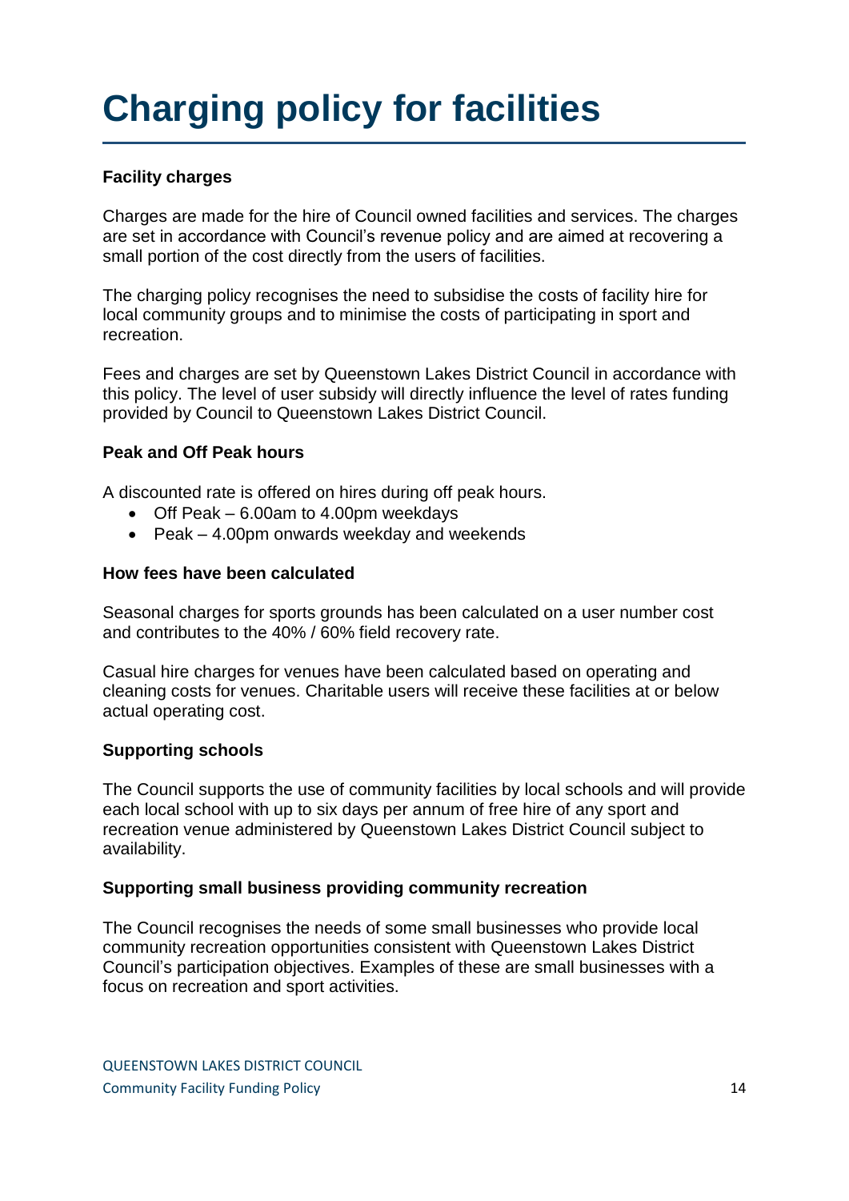# Charging policy for facilities

**Facility charges**

Charges are made for the hire of Council owned facilities and services. The charges are set in accordance with Council's revenue policy and are aimed at recovering a small portion of the cost directly from the users of facilities.

The charging policy recognises the need to subsidise the costs of facility hire for local community groups and to minimise the costs of participating in sport and recreation.

Fees and charges are set by Queenstown Lakes District Council in accordance with this policy. The level of user subsidy will directly influence the level of rates funding provided by Council to Queenstown Lakes District Council.

**Peak and Off Peak hours**

A discounted rate is offered on hires during off peak hours.

- Off Peak – 6.00am to 4.00pm weekdays
- Peak – 4.00pm onwards weekday and weekends

**How fees have been calculated**

Seasonal charges for sports grounds has been calculated on a user number cost and contributes to the 40% / 60% field recovery rate.

Casual hire charges for venues have been calculated based on operating and cleaning costs for venues. Charitable users will receive these facilities at or below actual operating cost.

**Supporting schools**

The Council supports the use of community facilities by local schools and will provide each local school with up to six days per annum of free hire of any sport and recreation venue administered by Queenstown Lakes District Council subject to availability.

**Supporting small business providing community recreation**

The Council recognises the needs of some small businesses who provide local community recreation opportunities consistent with Queenstown Lakes District Council's participation objectives. Examples of these are small businesses with a focus on recreation and sport activities.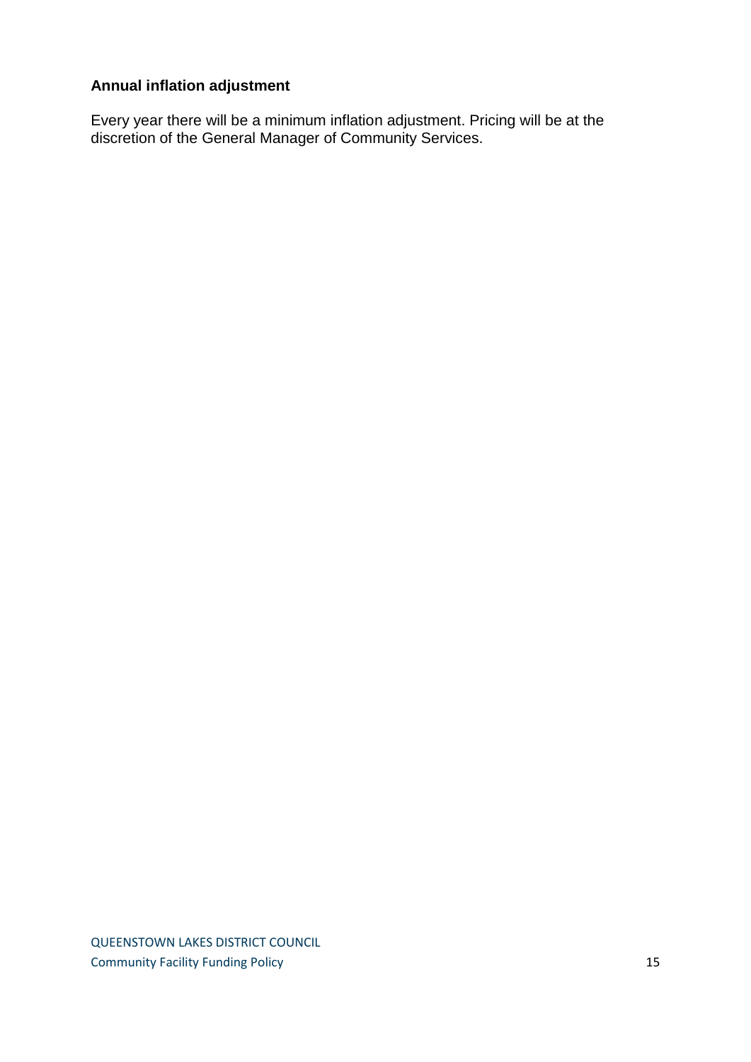**Annual inflation adjustment**

Every year there will be a minimum inflation adjustment. Pricing will be at the discretion of the General Manager of Community Services.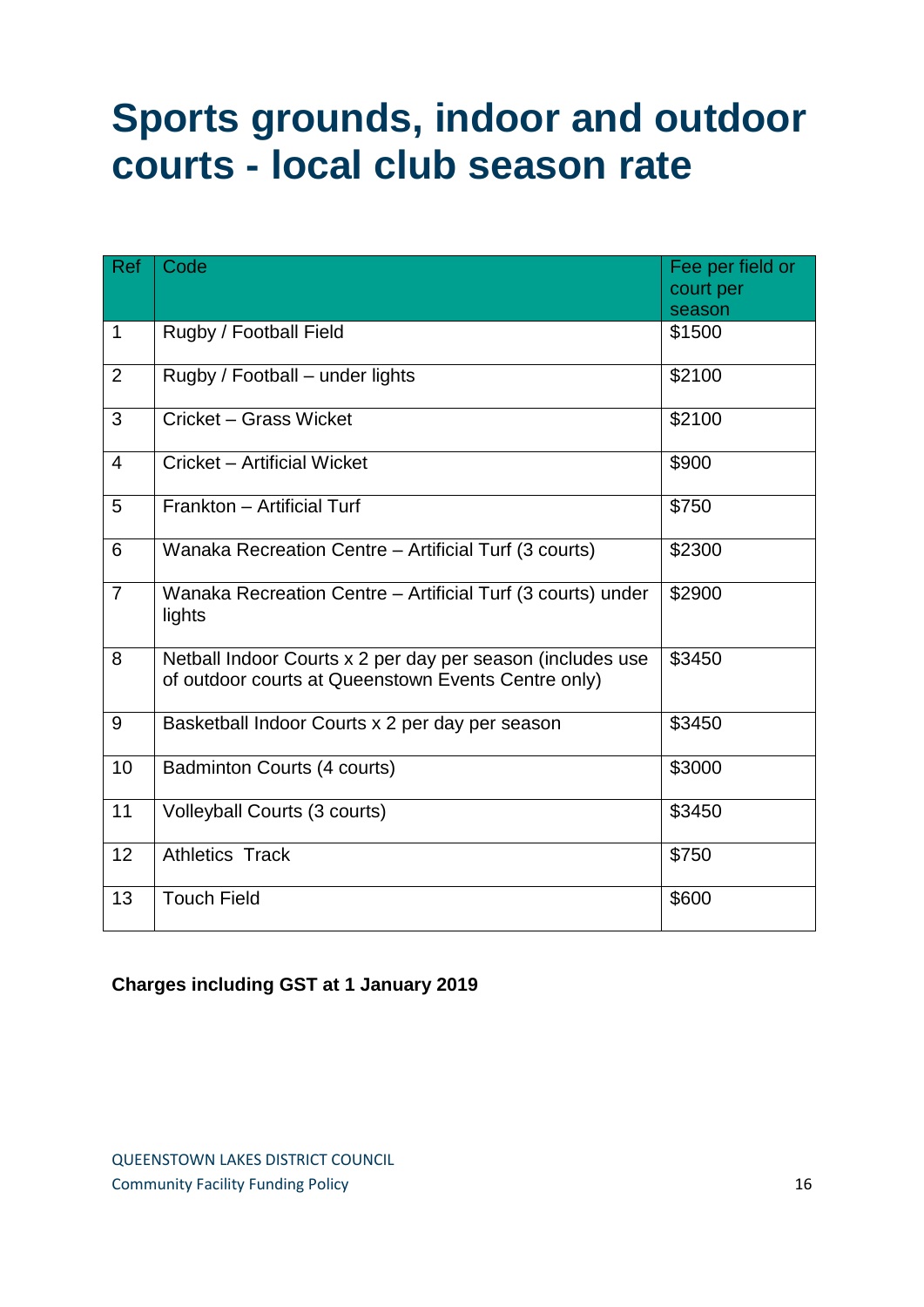# Sports grounds, indoor and outdoor courts - local club season rate

| Ref | Code | Fee per field or court per season |
|---|---|---|
| 1 | Rugby / Football Field | $1500 |
| 2 | Rugby / Football – under lights | $2100 |
| 3 | Cricket – Grass Wicket | $2100 |
| 4 | Cricket – Artificial Wicket | $900 |
| 5 | Frankton – Artificial Turf | $750 |
| 6 | Wanaka Recreation Centre – Artificial Turf (3 courts) | $2300 |
| 7 | Wanaka Recreation Centre – Artificial Turf (3 courts) under lights | $2900 |
| 8 | Netball Indoor Courts x 2 per day per season (includes use of outdoor courts at Queenstown Events Centre only) | $3450 |
| 9 | Basketball Indoor Courts x 2 per day per season | $3450 |
| 10 | Badminton Courts (4 courts) | $3000 |
| 11 | Volleyball Courts (3 courts) | $3450 |
| 12 | Athletics Track | $750 |
| 13 | Touch Field | $600 |

**Charges including GST at 1 January 2019**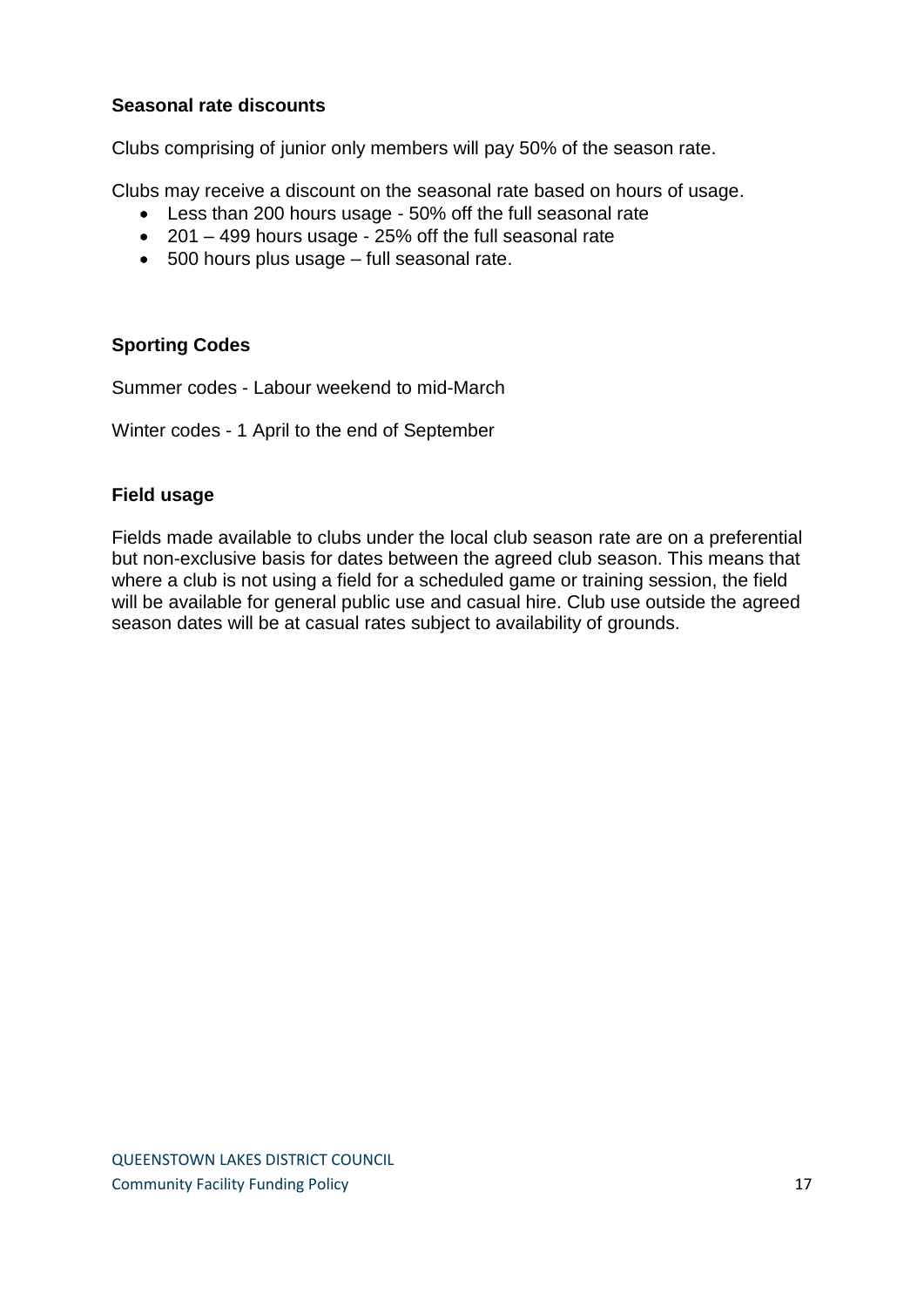**Seasonal rate discounts**

Clubs comprising of junior only members will pay 50% of the season rate.

Clubs may receive a discount on the seasonal rate based on hours of usage.

- Less than 200 hours usage - 50% off the full seasonal rate
- 201 – 499 hours usage - 25% off the full seasonal rate
- 500 hours plus usage – full seasonal rate.

**Sporting Codes**

Summer codes - Labour weekend to mid-March

Winter codes - 1 April to the end of September

**Field usage**

Fields made available to clubs under the local club season rate are on a preferential but non-exclusive basis for dates between the agreed club season. This means that where a club is not using a field for a scheduled game or training session, the field will be available for general public use and casual hire. Club use outside the agreed season dates will be at casual rates subject to availability of grounds.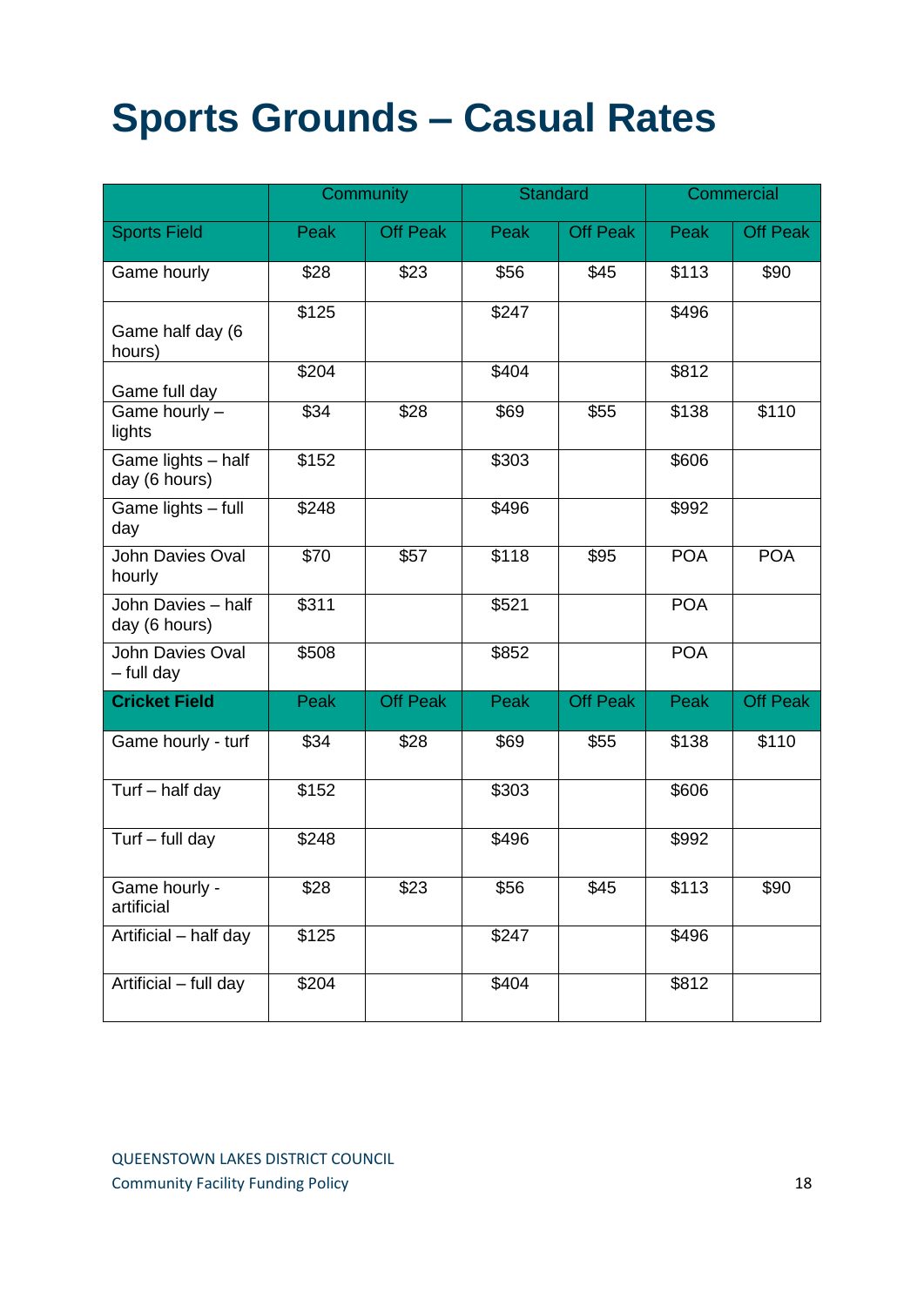# Sports Grounds – Casual Rates

| | Community | | Standard | | Commercial | |
|---|---|---|---|---|---|---|
| Sports Field | Peak | Off Peak | Peak | Off Peak | Peak | Off Peak |
| Game hourly | $28 | $23 | $56 | $45 | $113 | $90 |
| Game half day (6 hours) | $125 | | $247 | | $496 | |
| Game full day | $204 | | $404 | | $812 | |
| Game hourly – lights | $34 | $28 | $69 | $55 | $138 | $110 |
| Game lights – half day (6 hours) | $152 | | $303 | | $606 | |
| Game lights – full day | $248 | | $496 | | $992 | |
| John Davies Oval hourly | $70 | $57 | $118 | $95 | POA | POA |
| John Davies – half day (6 hours) | $311 | | $521 | | POA | |
| John Davies Oval – full day | $508 | | $852 | | POA | |
| **Cricket Field** | Peak | Off Peak | Peak | Off Peak | Peak | Off Peak |
| Game hourly - turf | $34 | $28 | $69 | $55 | $138 | $110 |
| Turf – half day | $152 | | $303 | | $606 | |
| Turf – full day | $248 | | $496 | | $992 | |
| Game hourly - artificial | $28 | $23 | $56 | $45 | $113 | $90 |
| Artificial – half day | $125 | | $247 | | $496 | |
| Artificial – full day | $204 | | $404 | | $812 | |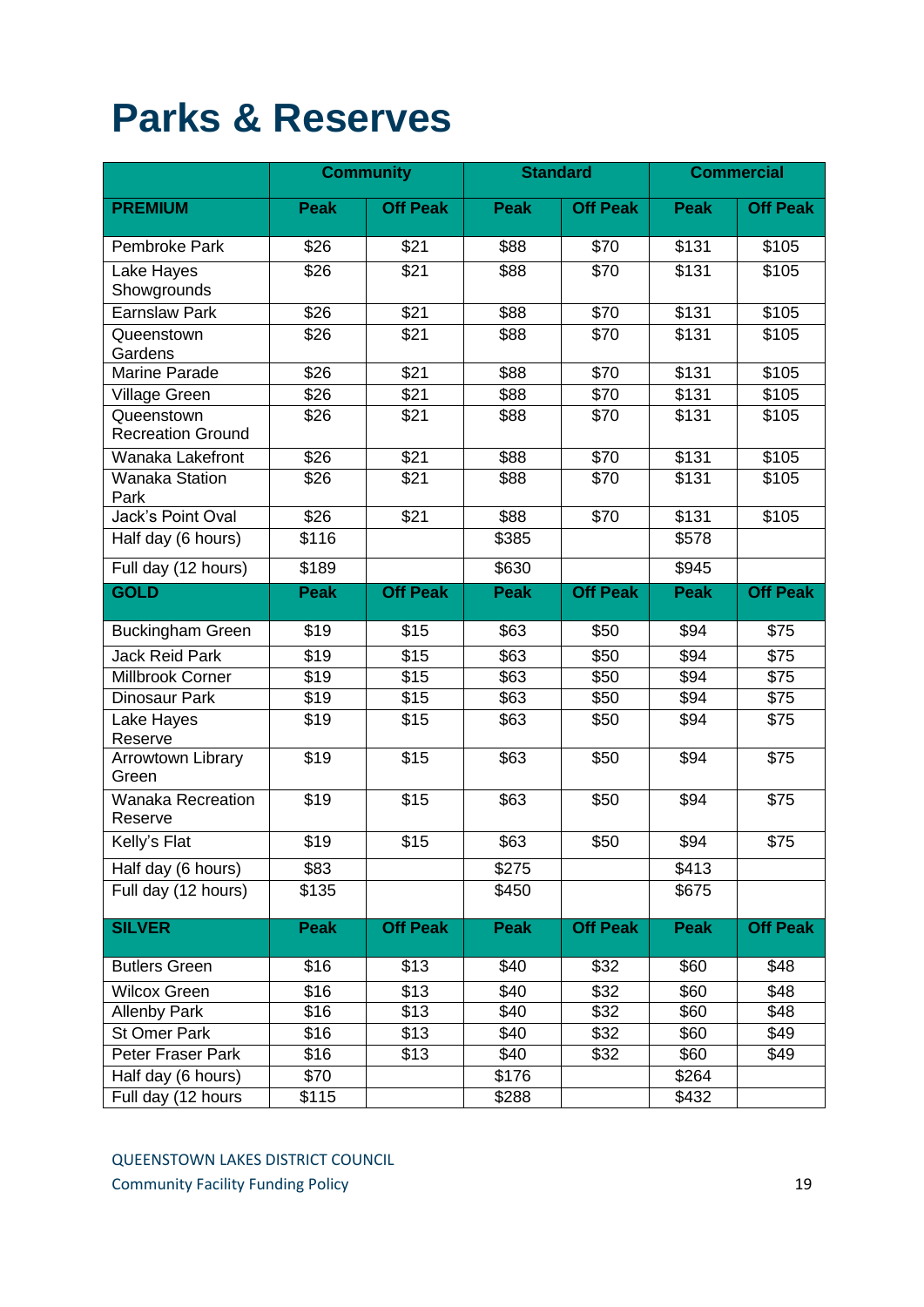# Parks & Reserves

| | Community | | Standard | | Commercial | |
|---|---|---|---|---|---|---|
| **PREMIUM** | **Peak** | **Off Peak** | **Peak** | **Off Peak** | **Peak** | **Off Peak** |
| Pembroke Park | $26 | $21 | $88 | $70 | $131 | $105 |
| Lake Hayes Showgrounds | $26 | $21 | $88 | $70 | $131 | $105 |
| Earnslaw Park | $26 | $21 | $88 | $70 | $131 | $105 |
| Queenstown Gardens | $26 | $21 | $88 | $70 | $131 | $105 |
| Marine Parade | $26 | $21 | $88 | $70 | $131 | $105 |
| Village Green | $26 | $21 | $88 | $70 | $131 | $105 |
| Queenstown Recreation Ground | $26 | $21 | $88 | $70 | $131 | $105 |
| Wanaka Lakefront | $26 | $21 | $88 | $70 | $131 | $105 |
| Wanaka Station Park | $26 | $21 | $88 | $70 | $131 | $105 |
| Jack's Point Oval | $26 | $21 | $88 | $70 | $131 | $105 |
| Half day (6 hours) | $116 | | $385 | | $578 | |
| Full day (12 hours) | $189 | | $630 | | $945 | |
| **GOLD** | **Peak** | **Off Peak** | **Peak** | **Off Peak** | **Peak** | **Off Peak** |
| Buckingham Green | $19 | $15 | $63 | $50 | $94 | $75 |
| Jack Reid Park | $19 | $15 | $63 | $50 | $94 | $75 |
| Millbrook Corner | $19 | $15 | $63 | $50 | $94 | $75 |
| Dinosaur Park | $19 | $15 | $63 | $50 | $94 | $75 |
| Lake Hayes Reserve | $19 | $15 | $63 | $50 | $94 | $75 |
| Arrowtown Library Green | $19 | $15 | $63 | $50 | $94 | $75 |
| Wanaka Recreation Reserve | $19 | $15 | $63 | $50 | $94 | $75 |
| Kelly's Flat | $19 | $15 | $63 | $50 | $94 | $75 |
| Half day (6 hours) | $83 | | $275 | | $413 | |
| Full day (12 hours) | $135 | | $450 | | $675 | |
| **SILVER** | **Peak** | **Off Peak** | **Peak** | **Off Peak** | **Peak** | **Off Peak** |
| Butlers Green | $16 | $13 | $40 | $32 | $60 | $48 |
| Wilcox Green | $16 | $13 | $40 | $32 | $60 | $48 |
| Allenby Park | $16 | $13 | $40 | $32 | $60 | $48 |
| St Omer Park | $16 | $13 | $40 | $32 | $60 | $49 |
| Peter Fraser Park | $16 | $13 | $40 | $32 | $60 | $49 |
| Half day (6 hours) | $70 | | $176 | | $264 | |
| Full day (12 hours | $115 | | $288 | | $432 | |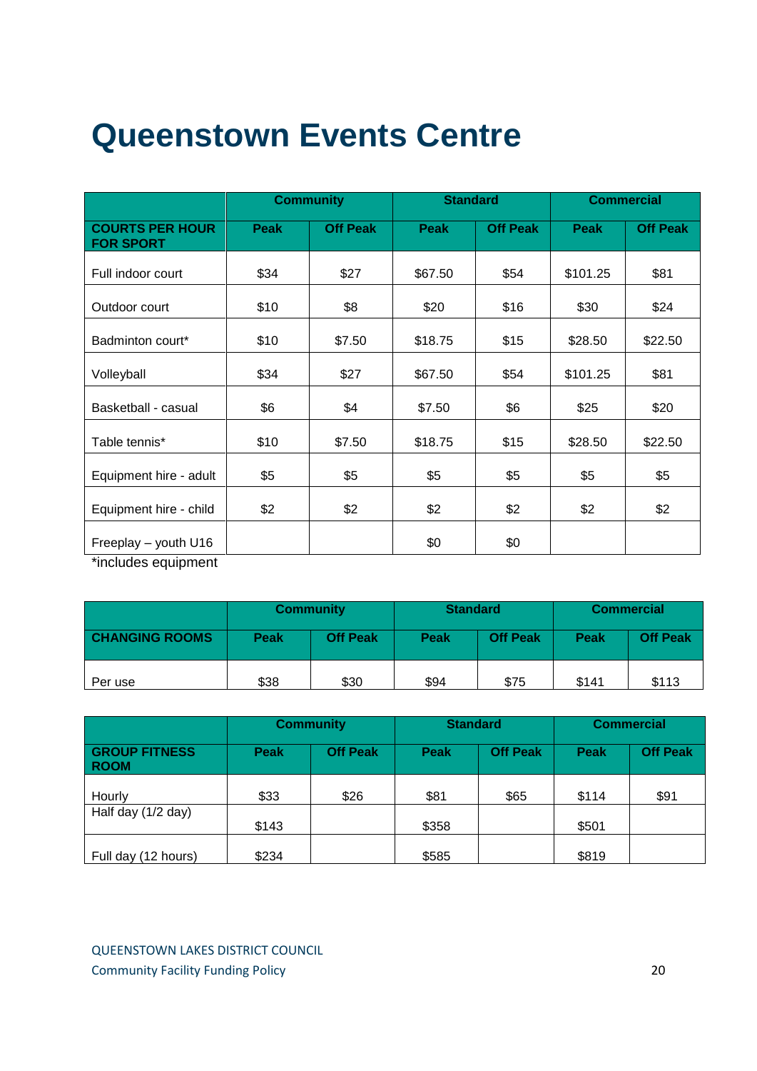# Queenstown Events Centre

| | Community | | Standard | | Commercial | |
|---|---|---|---|---|---|---|
| **COURTS PER HOUR FOR SPORT** | **Peak** | **Off Peak** | **Peak** | **Off Peak** | **Peak** | **Off Peak** |
| Full indoor court | $34 | $27 | $67.50 | $54 | $101.25 | $81 |
| Outdoor court | $10 | $8 | $20 | $16 | $30 | $24 |
| Badminton court* | $10 | $7.50 | $18.75 | $15 | $28.50 | $22.50 |
| Volleyball | $34 | $27 | $67.50 | $54 | $101.25 | $81 |
| Basketball - casual | $6 | $4 | $7.50 | $6 | $25 | $20 |
| Table tennis* | $10 | $7.50 | $18.75 | $15 | $28.50 | $22.50 |
| Equipment hire - adult | $5 | $5 | $5 | $5 | $5 | $5 |
| Equipment hire - child | $2 | $2 | $2 | $2 | $2 | $2 |
| Freeplay – youth U16 | | | $0 | $0 | | |

*includes equipment

| | Community | | Standard | | Commercial | |
|---|---|---|---|---|---|---|
| **CHANGING ROOMS** | **Peak** | **Off Peak** | **Peak** | **Off Peak** | **Peak** | **Off Peak** |
| Per use | $38 | $30 | $94 | $75 | $141 | $113 |

| | Community | | Standard | | Commercial | |
|---|---|---|---|---|---|---|
| **GROUP FITNESS ROOM** | **Peak** | **Off Peak** | **Peak** | **Off Peak** | **Peak** | **Off Peak** |
| Hourly | $33 | $26 | $81 | $65 | $114 | $91 |
| Half day (1/2 day) | $143 | | $358 | | $501 | |
| Full day (12 hours) | $234 | | $585 | | $819 | |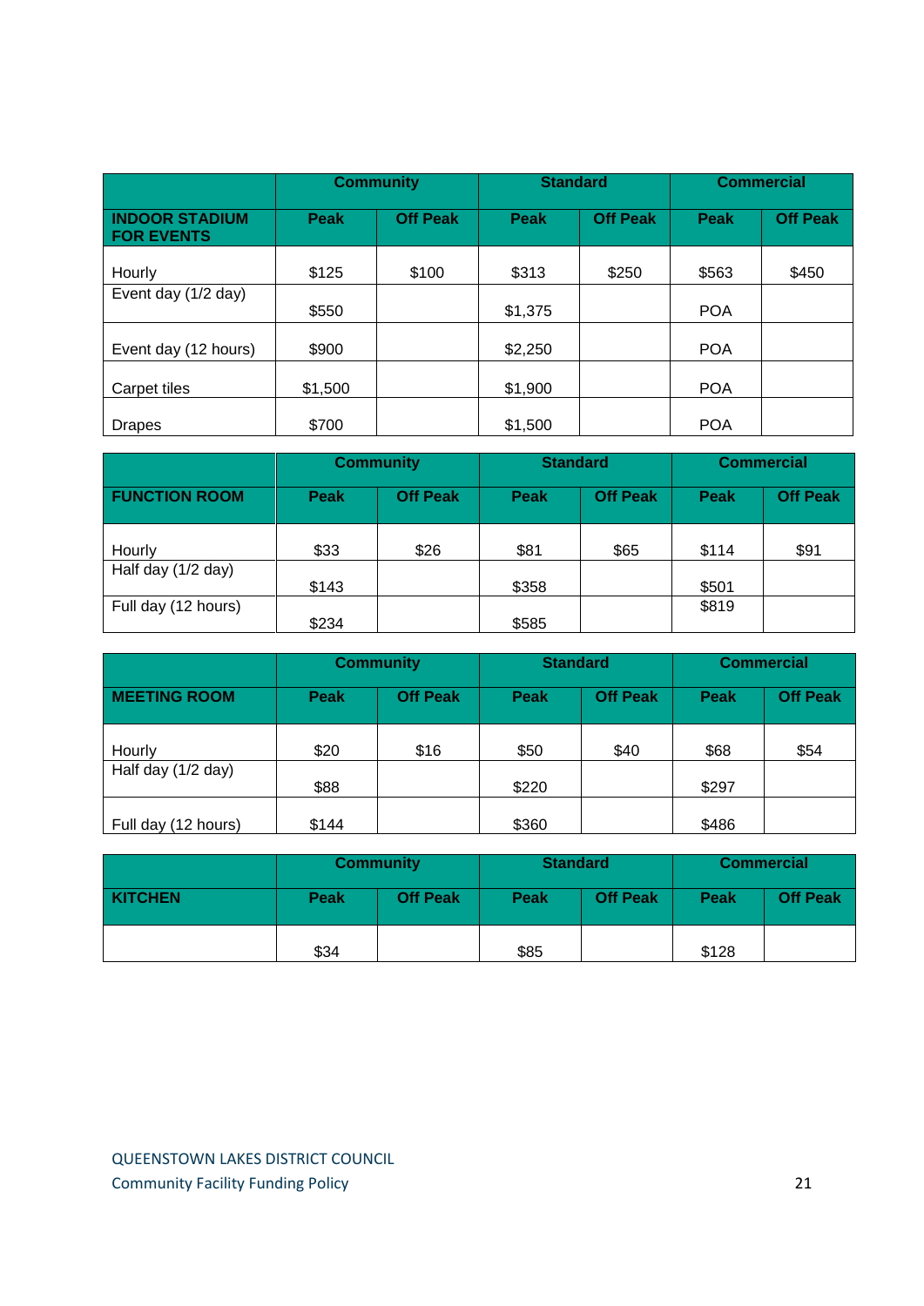| | Community | | Standard | | Commercial | |
|---|---|---|---|---|---|---|
| **INDOOR STADIUM FOR EVENTS** | **Peak** | **Off Peak** | **Peak** | **Off Peak** | **Peak** | **Off Peak** |
| Hourly | $125 | $100 | $313 | $250 | $563 | $450 |
| Event day (1/2 day) | $550 | | $1,375 | | POA | |
| Event day (12 hours) | $900 | | $2,250 | | POA | |
| Carpet tiles | $1,500 | | $1,900 | | POA | |
| Drapes | $700 | | $1,500 | | POA | |

| | Community | | Standard | | Commercial | |
|---|---|---|---|---|---|---|
| **FUNCTION ROOM** | **Peak** | **Off Peak** | **Peak** | **Off Peak** | **Peak** | **Off Peak** |
| Hourly | $33 | $26 | $81 | $65 | $114 | $91 |
| Half day (1/2 day) | $143 | | $358 | | $501 | |
| Full day (12 hours) | $234 | | $585 | | $819 | |

| | Community | | Standard | | Commercial | |
|---|---|---|---|---|---|---|
| **MEETING ROOM** | **Peak** | **Off Peak** | **Peak** | **Off Peak** | **Peak** | **Off Peak** |
| Hourly | $20 | $16 | $50 | $40 | $68 | $54 |
| Half day (1/2 day) | $88 | | $220 | | $297 | |
| Full day (12 hours) | $144 | | $360 | | $486 | |

| | Community | | Standard | | Commercial | |
|---|---|---|---|---|---|---|
| **KITCHEN** | **Peak** | **Off Peak** | **Peak** | **Off Peak** | **Peak** | **Off Peak** |
| | $34 | | $85 | | $128 | |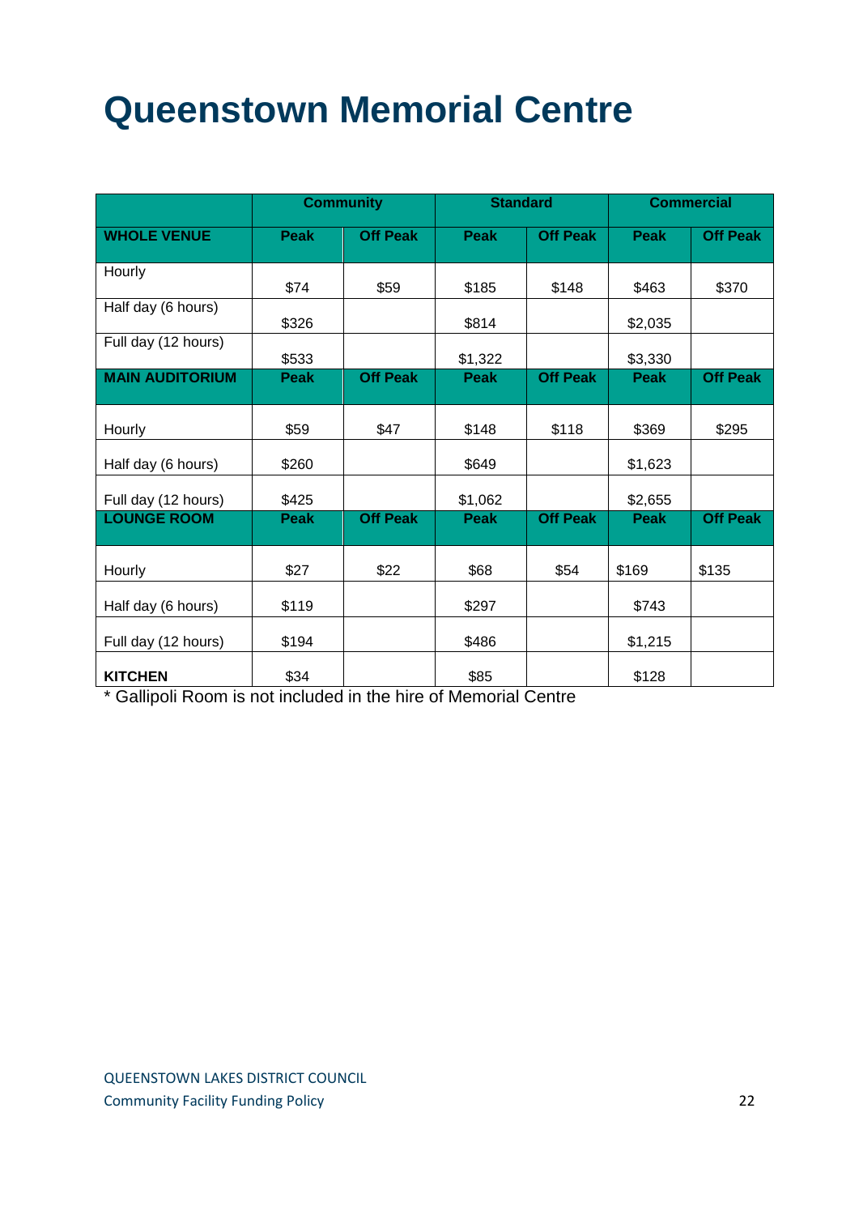# Queenstown Memorial Centre

| | Community | | Standard | | Commercial | |
|---|---|---|---|---|---|---|
| **WHOLE VENUE** | **Peak** | **Off Peak** | **Peak** | **Off Peak** | **Peak** | **Off Peak** |
| Hourly | $74 | $59 | $185 | $148 | $463 | $370 |
| Half day (6 hours) | $326 | | $814 | | $2,035 | |
| Full day (12 hours) | $533 | | $1,322 | | $3,330 | |
| **MAIN AUDITORIUM** | **Peak** | **Off Peak** | **Peak** | **Off Peak** | **Peak** | **Off Peak** |
| Hourly | $59 | $47 | $148 | $118 | $369 | $295 |
| Half day (6 hours) | $260 | | $649 | | $1,623 | |
| Full day (12 hours) | $425 | | $1,062 | | $2,655 | |
| **LOUNGE ROOM** | **Peak** | **Off Peak** | **Peak** | **Off Peak** | **Peak** | **Off Peak** |
| Hourly | $27 | $22 | $68 | $54 | $169 | $135 |
| Half day (6 hours) | $119 | | $297 | | $743 | |
| Full day (12 hours) | $194 | | $486 | | $1,215 | |
| **KITCHEN** | $34 | | $85 | | $128 | |

* Gallipoli Room is not included in the hire of Memorial Centre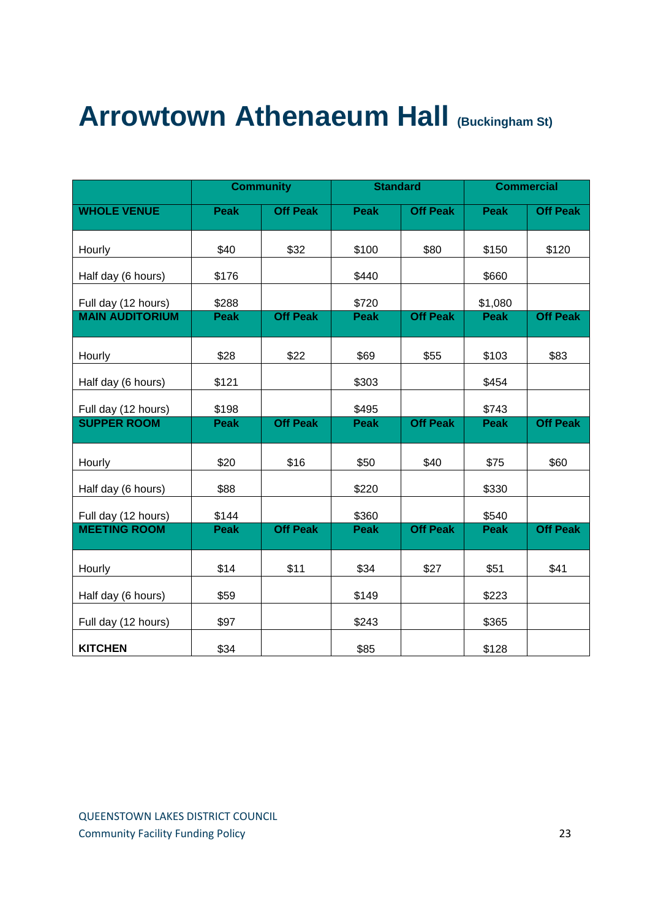# Arrowtown Athenaeum Hall (Buckingham St)

| | Community | | Standard | | Commercial | |
|---|---|---|---|---|---|---|
| **WHOLE VENUE** | **Peak** | **Off Peak** | **Peak** | **Off Peak** | **Peak** | **Off Peak** |
| Hourly | $40 | $32 | $100 | $80 | $150 | $120 |
| Half day (6 hours) | $176 | | $440 | | $660 | |
| Full day (12 hours) | $288 | | $720 | | $1,080 | |
| **MAIN AUDITORIUM** | **Peak** | **Off Peak** | **Peak** | **Off Peak** | **Peak** | **Off Peak** |
| Hourly | $28 | $22 | $69 | $55 | $103 | $83 |
| Half day (6 hours) | $121 | | $303 | | $454 | |
| Full day (12 hours) | $198 | | $495 | | $743 | |
| **SUPPER ROOM** | **Peak** | **Off Peak** | **Peak** | **Off Peak** | **Peak** | **Off Peak** |
| Hourly | $20 | $16 | $50 | $40 | $75 | $60 |
| Half day (6 hours) | $88 | | $220 | | $330 | |
| Full day (12 hours) | $144 | | $360 | | $540 | |
| **MEETING ROOM** | **Peak** | **Off Peak** | **Peak** | **Off Peak** | **Peak** | **Off Peak** |
| Hourly | $14 | $11 | $34 | $27 | $51 | $41 |
| Half day (6 hours) | $59 | | $149 | | $223 | |
| Full day (12 hours) | $97 | | $243 | | $365 | |
| **KITCHEN** | $34 | | $85 | | $128 | |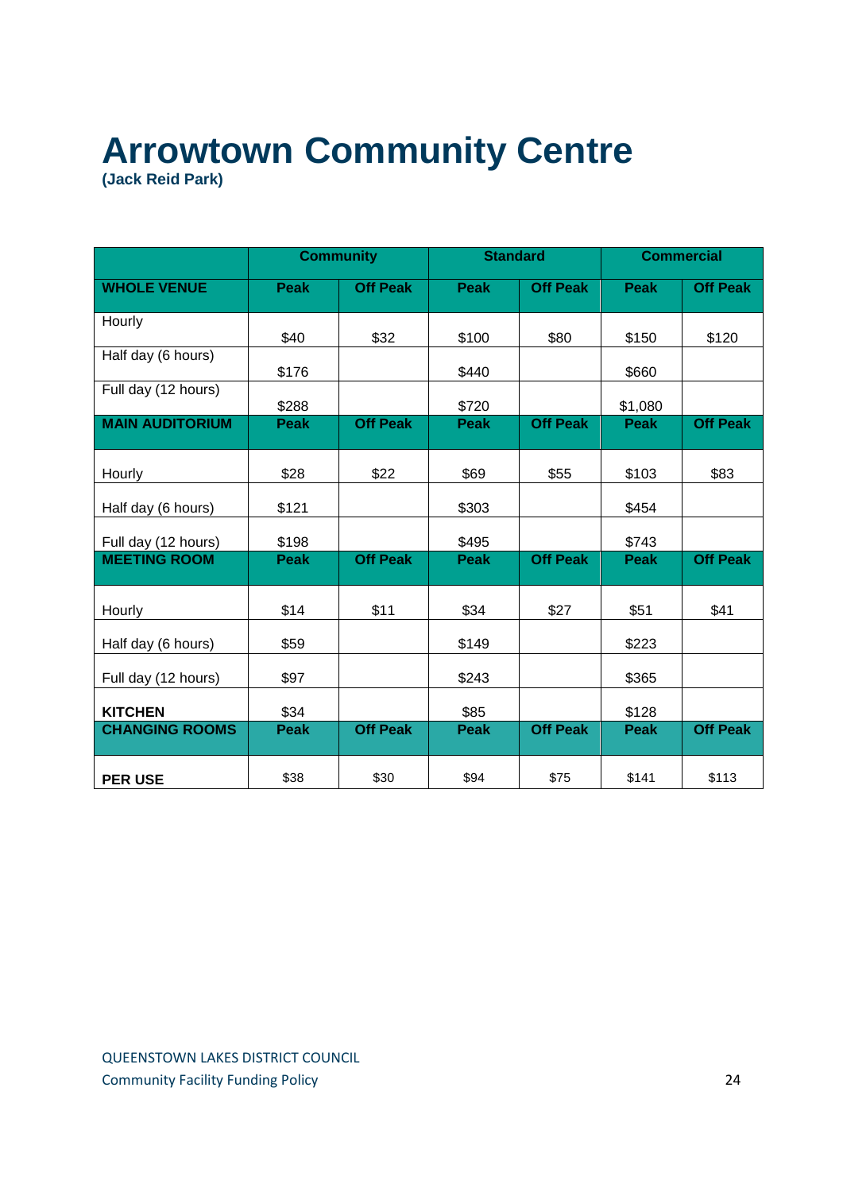# Arrowtown Community Centre

**(Jack Reid Park)**

| | Community | | Standard | | Commercial | |
|---|---|---|---|---|---|---|
| **WHOLE VENUE** | **Peak** | **Off Peak** | **Peak** | **Off Peak** | **Peak** | **Off Peak** |
| Hourly | $40 | $32 | $100 | $80 | $150 | $120 |
| Half day (6 hours) | $176 | | $440 | | $660 | |
| Full day (12 hours) | $288 | | $720 | | $1,080 | |
| **MAIN AUDITORIUM** | **Peak** | **Off Peak** | **Peak** | **Off Peak** | **Peak** | **Off Peak** |
| Hourly | $28 | $22 | $69 | $55 | $103 | $83 |
| Half day (6 hours) | $121 | | $303 | | $454 | |
| Full day (12 hours) | $198 | | $495 | | $743 | |
| **MEETING ROOM** | **Peak** | **Off Peak** | **Peak** | **Off Peak** | **Peak** | **Off Peak** |
| Hourly | $14 | $11 | $34 | $27 | $51 | $41 |
| Half day (6 hours) | $59 | | $149 | | $223 | |
| Full day (12 hours) | $97 | | $243 | | $365 | |
| **KITCHEN** | $34 | | $85 | | $128 | |
| **CHANGING ROOMS** | **Peak** | **Off Peak** | **Peak** | **Off Peak** | **Peak** | **Off Peak** |
| **PER USE** | $38 | $30 | $94 | $75 | $141 | $113 |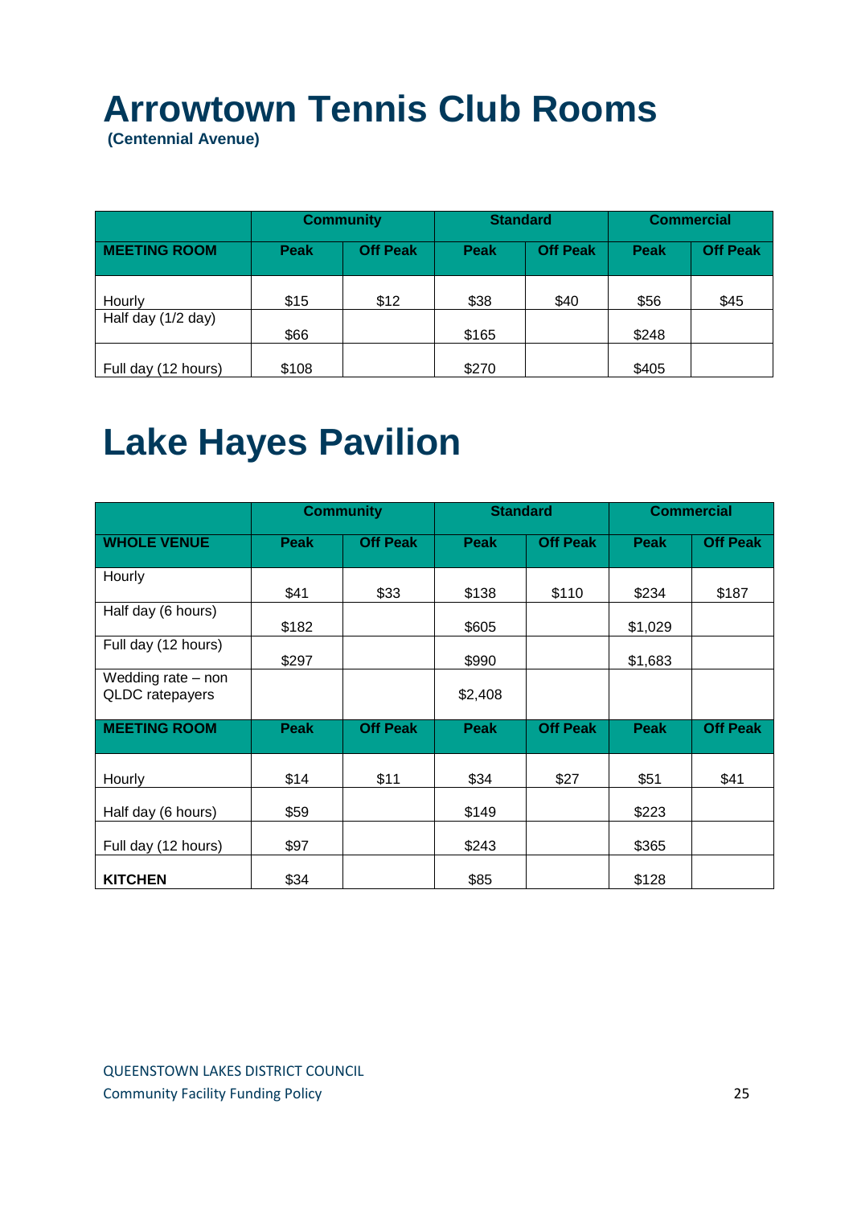# Arrowtown Tennis Club Rooms

**(Centennial Avenue)**

| | Community | | Standard | | Commercial | |
|---|---|---|---|---|---|---|
| **MEETING ROOM** | **Peak** | **Off Peak** | **Peak** | **Off Peak** | **Peak** | **Off Peak** |
| Hourly | $15 | $12 | $38 | $40 | $56 | $45 |
| Half day (1/2 day) | $66 | | $165 | | $248 | |
| Full day (12 hours) | $108 | | $270 | | $405 | |

# Lake Hayes Pavilion

| | Community | | Standard | | Commercial | |
|---|---|---|---|---|---|---|
| **WHOLE VENUE** | **Peak** | **Off Peak** | **Peak** | **Off Peak** | **Peak** | **Off Peak** |
| Hourly | $41 | $33 | $138 | $110 | $234 | $187 |
| Half day (6 hours) | $182 | | $605 | | $1,029 | |
| Full day (12 hours) | $297 | | $990 | | $1,683 | |
| Wedding rate – non QLDC ratepayers | | | $2,408 | | | |
| **MEETING ROOM** | **Peak** | **Off Peak** | **Peak** | **Off Peak** | **Peak** | **Off Peak** |
| Hourly | $14 | $11 | $34 | $27 | $51 | $41 |
| Half day (6 hours) | $59 | | $149 | | $223 | |
| Full day (12 hours) | $97 | | $243 | | $365 | |
| **KITCHEN** | $34 | | $85 | | $128 | |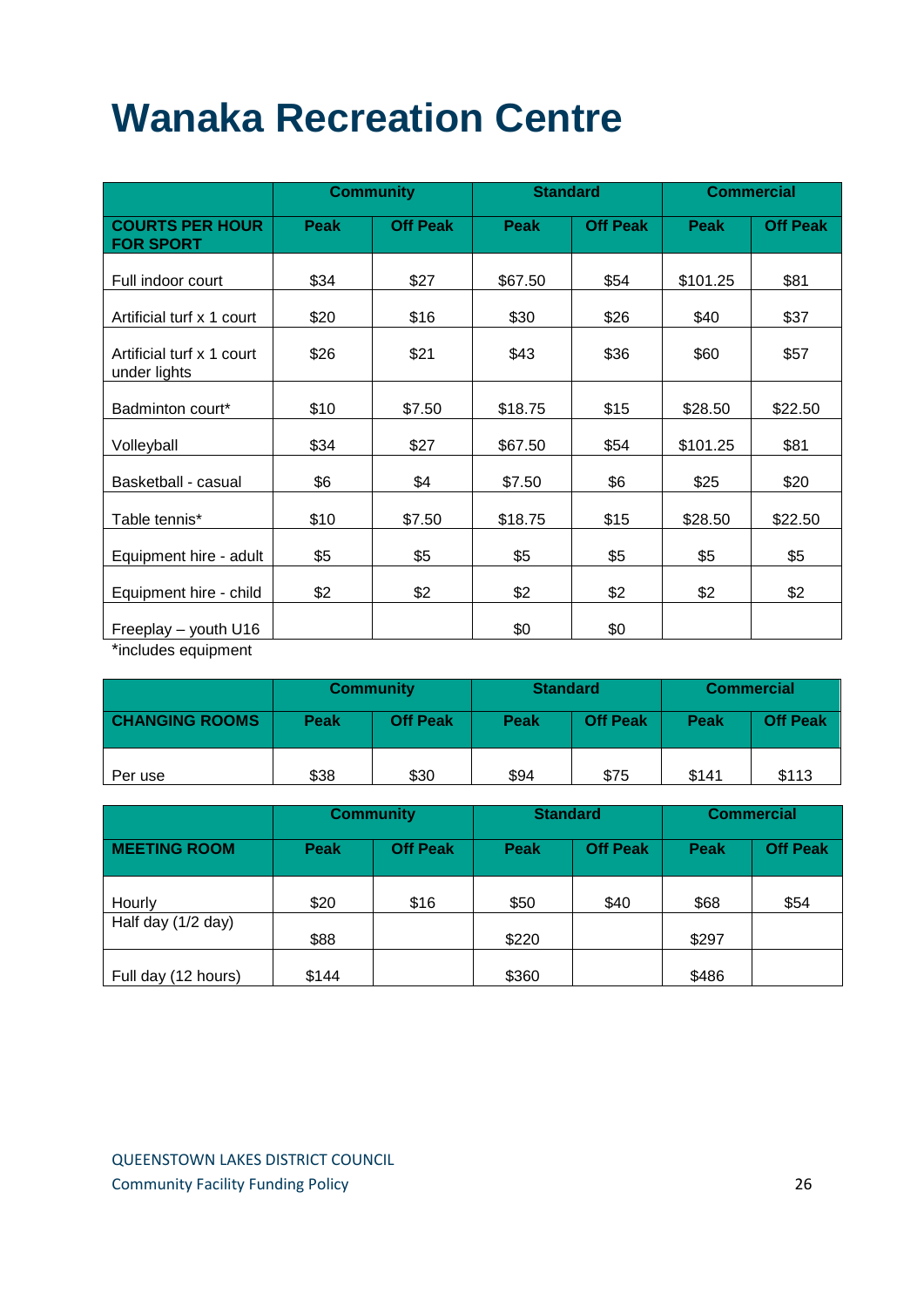# Wanaka Recreation Centre

| | Community | | Standard | | Commercial | |
|---|---|---|---|---|---|---|
| **COURTS PER HOUR FOR SPORT** | **Peak** | **Off Peak** | **Peak** | **Off Peak** | **Peak** | **Off Peak** |
| Full indoor court | $34 | $27 | $67.50 | $54 | $101.25 | $81 |
| Artificial turf x 1 court | $20 | $16 | $30 | $26 | $40 | $37 |
| Artificial turf x 1 court under lights | $26 | $21 | $43 | $36 | $60 | $57 |
| Badminton court* | $10 | $7.50 | $18.75 | $15 | $28.50 | $22.50 |
| Volleyball | $34 | $27 | $67.50 | $54 | $101.25 | $81 |
| Basketball - casual | $6 | $4 | $7.50 | $6 | $25 | $20 |
| Table tennis* | $10 | $7.50 | $18.75 | $15 | $28.50 | $22.50 |
| Equipment hire - adult | $5 | $5 | $5 | $5 | $5 | $5 |
| Equipment hire - child | $2 | $2 | $2 | $2 | $2 | $2 |
| Freeplay – youth U16 | | | $0 | $0 | | |

*includes equipment

| | Community | | Standard | | Commercial | |
|---|---|---|---|---|---|---|
| **CHANGING ROOMS** | **Peak** | **Off Peak** | **Peak** | **Off Peak** | **Peak** | **Off Peak** |
| Per use | $38 | $30 | $94 | $75 | $141 | $113 |

| | Community | | Standard | | Commercial | |
|---|---|---|---|---|---|---|
| **MEETING ROOM** | **Peak** | **Off Peak** | **Peak** | **Off Peak** | **Peak** | **Off Peak** |
| Hourly | $20 | $16 | $50 | $40 | $68 | $54 |
| Half day (1/2 day) | $88 | | $220 | | $297 | |
| Full day (12 hours) | $144 | | $360 | | $486 | |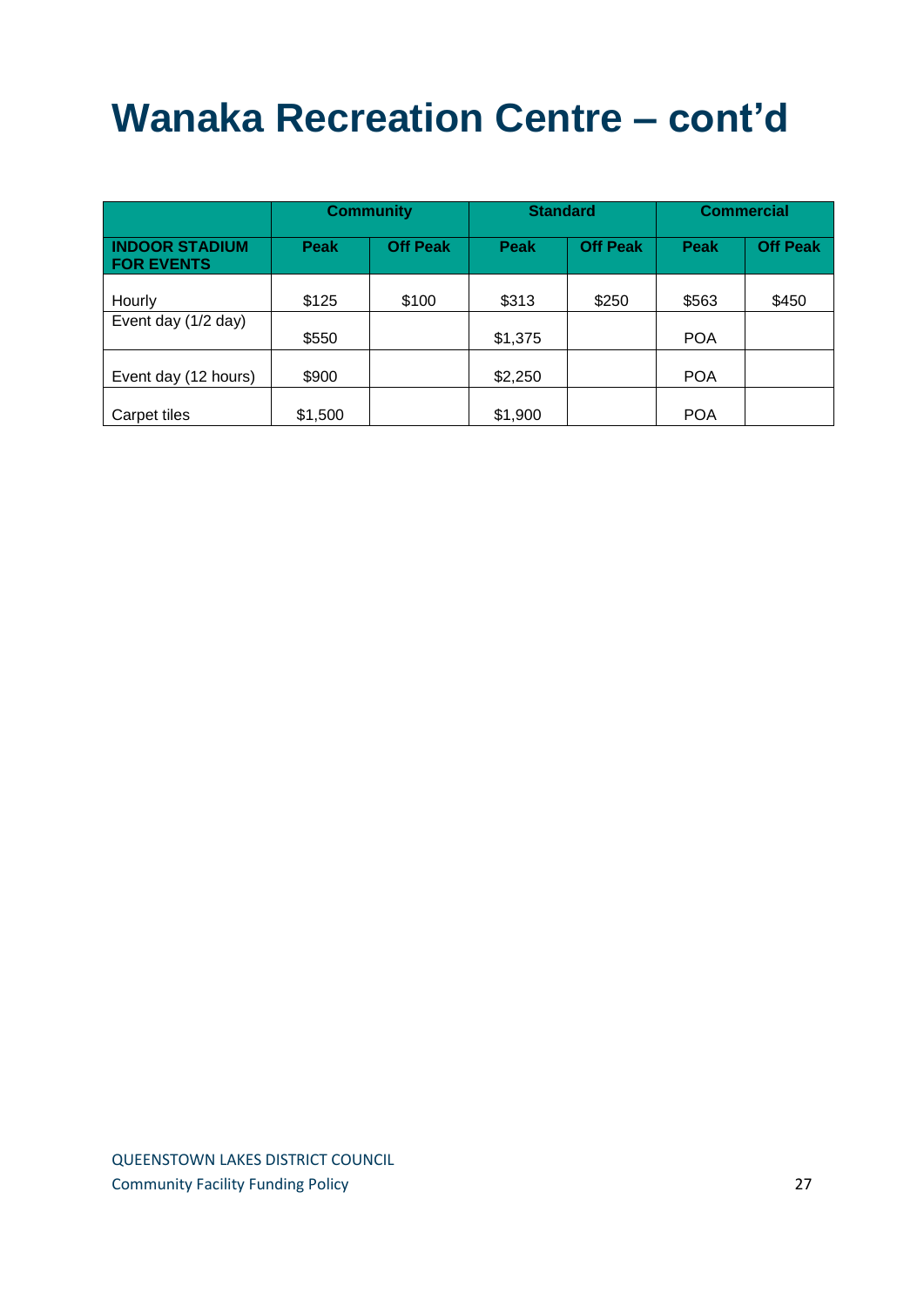# Wanaka Recreation Centre – cont'd

| | Community | | Standard | | Commercial | |
|---|---|---|---|---|---|---|
| **INDOOR STADIUM FOR EVENTS** | **Peak** | **Off Peak** | **Peak** | **Off Peak** | **Peak** | **Off Peak** |
| Hourly | $125 | $100 | $313 | $250 | $563 | $450 |
| Event day (1/2 day) | $550 | | $1,375 | | POA | |
| Event day (12 hours) | $900 | | $2,250 | | POA | |
| Carpet tiles | $1,500 | | $1,900 | | POA | |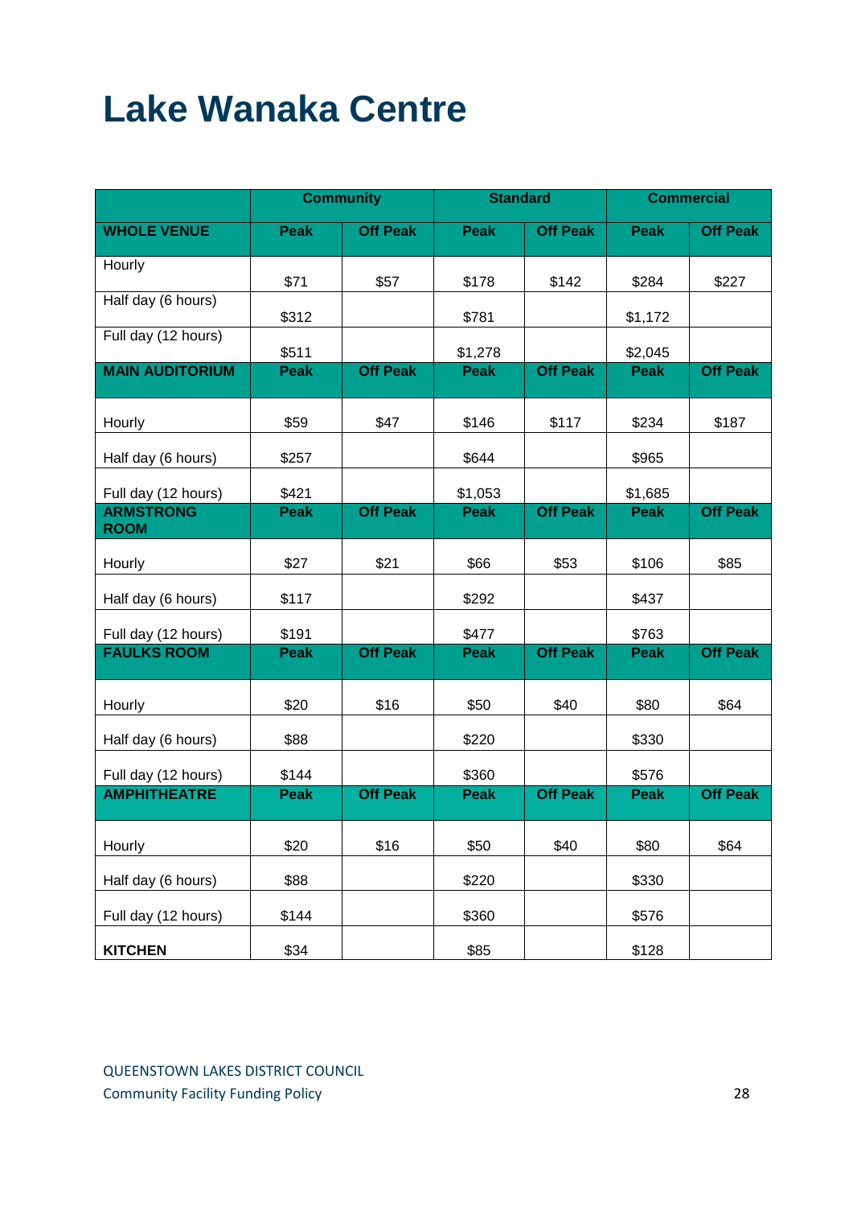# Lake Wanaka Centre

| | Community | | Standard | | Commercial | |
|---|---|---|---|---|---|---|
| **WHOLE VENUE** | **Peak** | **Off Peak** | **Peak** | **Off Peak** | **Peak** | **Off Peak** |
| Hourly | $71 | $57 | $178 | $142 | $284 | $227 |
| Half day (6 hours) | $312 | | $781 | | $1,172 | |
| Full day (12 hours) | $511 | | $1,278 | | $2,045 | |
| **MAIN AUDITORIUM** | **Peak** | **Off Peak** | **Peak** | **Off Peak** | **Peak** | **Off Peak** |
| Hourly | $59 | $47 | $146 | $117 | $234 | $187 |
| Half day (6 hours) | $257 | | $644 | | $965 | |
| Full day (12 hours) | $421 | | $1,053 | | $1,685 | |
| **ARMSTRONG ROOM** | **Peak** | **Off Peak** | **Peak** | **Off Peak** | **Peak** | **Off Peak** |
| Hourly | $27 | $21 | $66 | $53 | $106 | $85 |
| Half day (6 hours) | $117 | | $292 | | $437 | |
| Full day (12 hours) | $191 | | $477 | | $763 | |
| **FAULKS ROOM** | **Peak** | **Off Peak** | **Peak** | **Off Peak** | **Peak** | **Off Peak** |
| Hourly | $20 | $16 | $50 | $40 | $80 | $64 |
| Half day (6 hours) | $88 | | $220 | | $330 | |
| Full day (12 hours) | $144 | | $360 | | $576 | |
| **AMPHITHEATRE** | **Peak** | **Off Peak** | **Peak** | **Off Peak** | **Peak** | **Off Peak** |
| Hourly | $20 | $16 | $50 | $40 | $80 | $64 |
| Half day (6 hours) | $88 | | $220 | | $330 | |
| Full day (12 hours) | $144 | | $360 | | $576 | |
| **KITCHEN** | $34 | | $85 | | $128 | |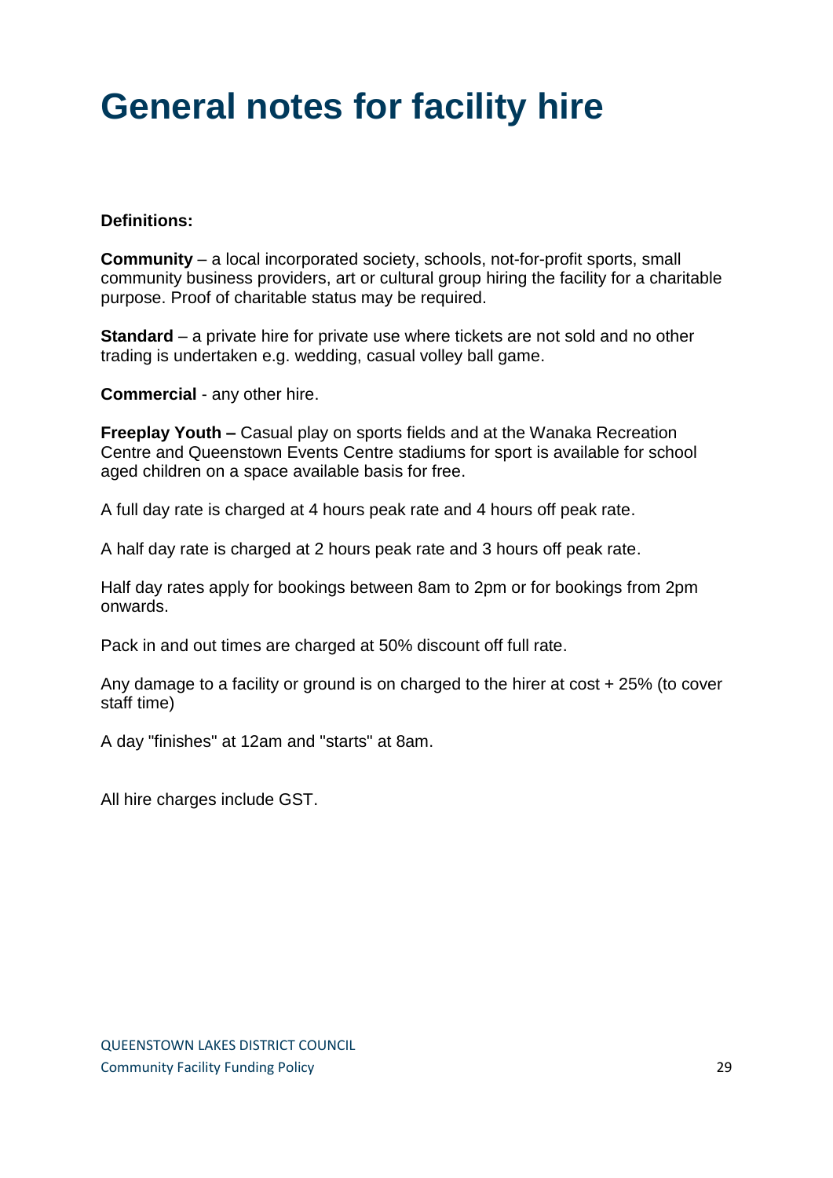# General notes for facility hire

**Definitions:**

**Community** – a local incorporated society, schools, not-for-profit sports, small community business providers, art or cultural group hiring the facility for a charitable purpose. Proof of charitable status may be required.

**Standard** – a private hire for private use where tickets are not sold and no other trading is undertaken e.g. wedding, casual volley ball game.

**Commercial** - any other hire.

**Freeplay Youth –** Casual play on sports fields and at the Wanaka Recreation Centre and Queenstown Events Centre stadiums for sport is available for school aged children on a space available basis for free.

A full day rate is charged at 4 hours peak rate and 4 hours off peak rate.

A half day rate is charged at 2 hours peak rate and 3 hours off peak rate.

Half day rates apply for bookings between 8am to 2pm or for bookings from 2pm onwards.

Pack in and out times are charged at 50% discount off full rate.

Any damage to a facility or ground is on charged to the hirer at cost + 25% (to cover staff time)

A day "finishes" at 12am and "starts" at 8am.

All hire charges include GST.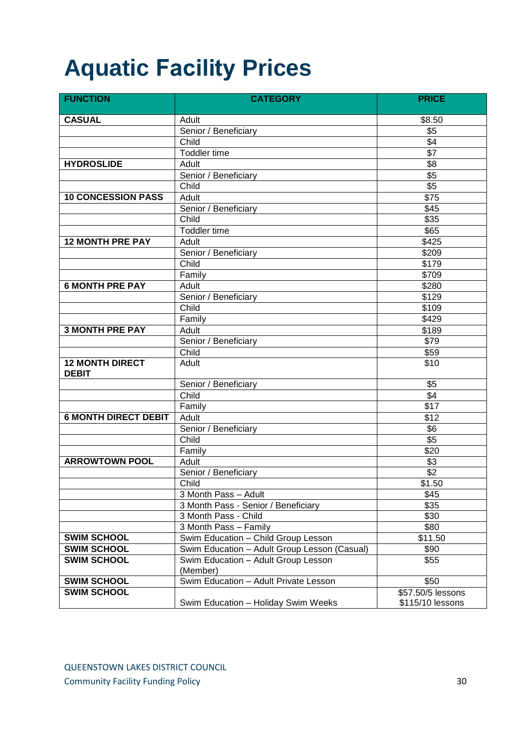# Aquatic Facility Prices

| FUNCTION | CATEGORY | PRICE |
|---|---|---|
| **CASUAL** | Adult | $8.50 |
| | Senior / Beneficiary | $5 |
| | Child | $4 |
| | Toddler time | $7 |
| **HYDROSLIDE** | Adult | $8 |
| | Senior / Beneficiary | $5 |
| | Child | $5 |
| **10 CONCESSION PASS** | Adult | $75 |
| | Senior / Beneficiary | $45 |
| | Child | $35 |
| | Toddler time | $65 |
| **12 MONTH PRE PAY** | Adult | $425 |
| | Senior / Beneficiary | $209 |
| | Child | $179 |
| | Family | $709 |
| **6 MONTH PRE PAY** | Adult | $280 |
| | Senior / Beneficiary | $129 |
| | Child | $109 |
| | Family | $429 |
| **3 MONTH PRE PAY** | Adult | $189 |
| | Senior / Beneficiary | $79 |
| | Child | $59 |
| **12 MONTH DIRECT DEBIT** | Adult | $10 |
| | Senior / Beneficiary | $5 |
| | Child | $4 |
| | Family | $17 |
| **6 MONTH DIRECT DEBIT** | Adult | $12 |
| | Senior / Beneficiary | $6 |
| | Child | $5 |
| | Family | $20 |
| **ARROWTOWN POOL** | Adult | $3 |
| | Senior / Beneficiary | $2 |
| | Child | $1.50 |
| | 3 Month Pass – Adult | $45 |
| | 3 Month Pass - Senior / Beneficiary | $35 |
| | 3 Month Pass - Child | $30 |
| | 3 Month Pass – Family | $80 |
| **SWIM SCHOOL** | Swim Education – Child Group Lesson | $11.50 |
| **SWIM SCHOOL** | Swim Education – Adult Group Lesson (Casual) | $90 |
| **SWIM SCHOOL** | Swim Education – Adult Group Lesson (Member) | $55 |
| **SWIM SCHOOL** | Swim Education – Adult Private Lesson | $50 |
| **SWIM SCHOOL** | Swim Education – Holiday Swim Weeks | $57.50/5 lessons<br>$115/10 lessons |

QUEENSTOWN LAKES DISTRICT COUNCIL
Community Facility Funding Policy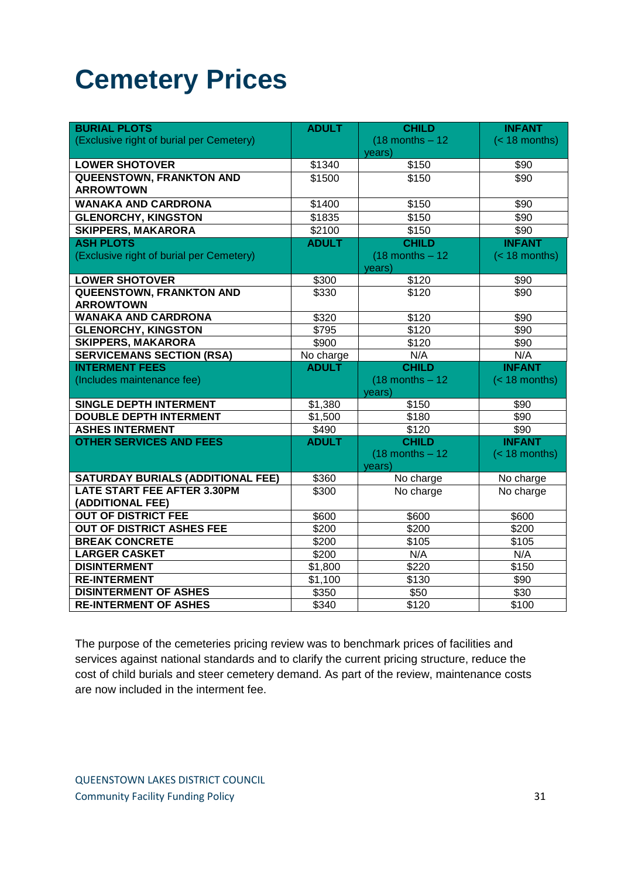# Cemetery Prices

| **BURIAL PLOTS** (Exclusive right of burial per Cemetery) | **ADULT** | **CHILD** (18 months – 12 years) | **INFANT** (< 18 months) |
|---|---|---|---|
| **LOWER SHOTOVER** | $1340 | $150 | $90 |
| **QUEENSTOWN, FRANKTON AND ARROWTOWN** | $1500 | $150 | $90 |
| **WANAKA AND CARDRONA** | $1400 | $150 | $90 |
| **GLENORCHY, KINGSTON** | $1835 | $150 | $90 |
| **SKIPPERS, MAKARORA** | $2100 | $150 | $90 |
| **ASH PLOTS** (Exclusive right of burial per Cemetery) | **ADULT** | **CHILD** (18 months – 12 years) | **INFANT** (< 18 months) |
| **LOWER SHOTOVER** | $300 | $120 | $90 |
| **QUEENSTOWN, FRANKTON AND ARROWTOWN** | $330 | $120 | $90 |
| **WANAKA AND CARDRONA** | $320 | $120 | $90 |
| **GLENORCHY, KINGSTON** | $795 | $120 | $90 |
| **SKIPPERS, MAKARORA** | $900 | $120 | $90 |
| **SERVICEMANS SECTION (RSA)** | No charge | N/A | N/A |
| **INTERMENT FEES** (Includes maintenance fee) | **ADULT** | **CHILD** (18 months – 12 years) | **INFANT** (< 18 months) |
| **SINGLE DEPTH INTERMENT** | $1,380 | $150 | $90 |
| **DOUBLE DEPTH INTERMENT** | $1,500 | $180 | $90 |
| **ASHES INTERMENT** | $490 | $120 | $90 |
| **OTHER SERVICES AND FEES** | **ADULT** | **CHILD** (18 months – 12 years) | **INFANT** (< 18 months) |
| **SATURDAY BURIALS (ADDITIONAL FEE)** | $360 | No charge | No charge |
| **LATE START FEE AFTER 3.30PM (ADDITIONAL FEE)** | $300 | No charge | No charge |
| **OUT OF DISTRICT FEE** | $600 | $600 | $600 |
| **OUT OF DISTRICT ASHES FEE** | $200 | $200 | $200 |
| **BREAK CONCRETE** | $200 | $105 | $105 |
| **LARGER CASKET** | $200 | N/A | N/A |
| **DISINTERMENT** | $1,800 | $220 | $150 |
| **RE-INTERMENT** | $1,100 | $130 | $90 |
| **DISINTERMENT OF ASHES** | $350 | $50 | $30 |
| **RE-INTERMENT OF ASHES** | $340 | $120 | $100 |

The purpose of the cemeteries pricing review was to benchmark prices of facilities and services against national standards and to clarify the current pricing structure, reduce the cost of child burials and steer cemetery demand. As part of the review, maintenance costs are now included in the interment fee.